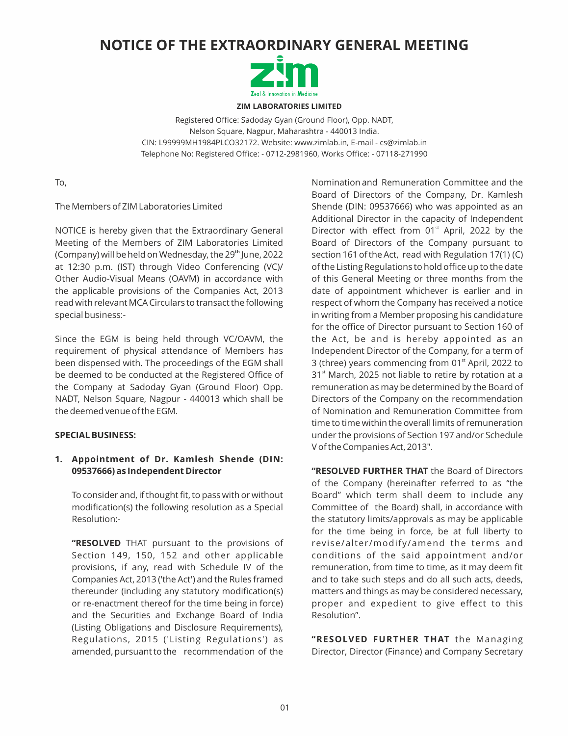# NOTICE OF THE EXTRAORDINARY GENERAL MEETING

Zeal & Innovation in Medicine

**ZIM LABORATORIES LIMITED**

Registered Office: Sadoday Gyan (Ground Floor), Opp. NADT,
Nelson Square, Nagpur, Maharashtra - 440013 India.
CIN: L99999MH1984PLCO32172. Website: www.zimlab.in, E-mail - cs@zimlab.in
Telephone No: Registered Office: - 0712-2981960, Works Office: - 07118-271990

To,

The Members of ZIM Laboratories Limited

NOTICE is hereby given that the Extraordinary General Meeting of the Members of ZIM Laboratories Limited (Company) will be held on Wednesday, the 29th June, 2022 at 12:30 p.m. (IST) through Video Conferencing (VC)/ Other Audio-Visual Means (OAVM) in accordance with the applicable provisions of the Companies Act, 2013 read with relevant MCA Circulars to transact the following special business:-

Since the EGM is being held through VC/OAVM, the requirement of physical attendance of Members has been dispensed with. The proceedings of the EGM shall be deemed to be conducted at the Registered Office of the Company at Sadoday Gyan (Ground Floor) Opp. NADT, Nelson Square, Nagpur - 440013 which shall be the deemed venue of the EGM.

**SPECIAL BUSINESS:**

**1. Appointment of Dr. Kamlesh Shende (DIN: 09537666) as Independent Director**

To consider and, if thought fit, to pass with or without modification(s) the following resolution as a Special Resolution:-

**"RESOLVED** THAT pursuant to the provisions of Section 149, 150, 152 and other applicable provisions, if any, read with Schedule IV of the Companies Act, 2013 ('the Act') and the Rules framed thereunder (including any statutory modification(s) or re-enactment thereof for the time being in force) and the Securities and Exchange Board of India (Listing Obligations and Disclosure Requirements), Regulations, 2015 ('Listing Regulations') as amended, pursuant to the recommendation of the Nomination and Remuneration Committee and the Board of Directors of the Company, Dr. Kamlesh Shende (DIN: 09537666) who was appointed as an Additional Director in the capacity of Independent Director with effect from 01st April, 2022 by the Board of Directors of the Company pursuant to section 161 of the Act, read with Regulation 17(1) (C) of the Listing Regulations to hold office up to the date of this General Meeting or three months from the date of appointment whichever is earlier and in respect of whom the Company has received a notice in writing from a Member proposing his candidature for the office of Director pursuant to Section 160 of the Act, be and is hereby appointed as an Independent Director of the Company, for a term of 3 (three) years commencing from 01st April, 2022 to 31st March, 2025 not liable to retire by rotation at a remuneration as may be determined by the Board of Directors of the Company on the recommendation of Nomination and Remuneration Committee from time to time within the overall limits of remuneration under the provisions of Section 197 and/or Schedule V of the Companies Act, 2013".

**"RESOLVED FURTHER THAT** the Board of Directors of the Company (hereinafter referred to as "the Board" which term shall deem to include any Committee of the Board) shall, in accordance with the statutory limits/approvals as may be applicable for the time being in force, be at full liberty to revise/alter/modify/amend the terms and conditions of the said appointment and/or remuneration, from time to time, as it may deem fit and to take such steps and do all such acts, deeds, matters and things as may be considered necessary, proper and expedient to give effect to this Resolution".

**"RESOLVED FURTHER THAT** the Managing Director, Director (Finance) and Company Secretary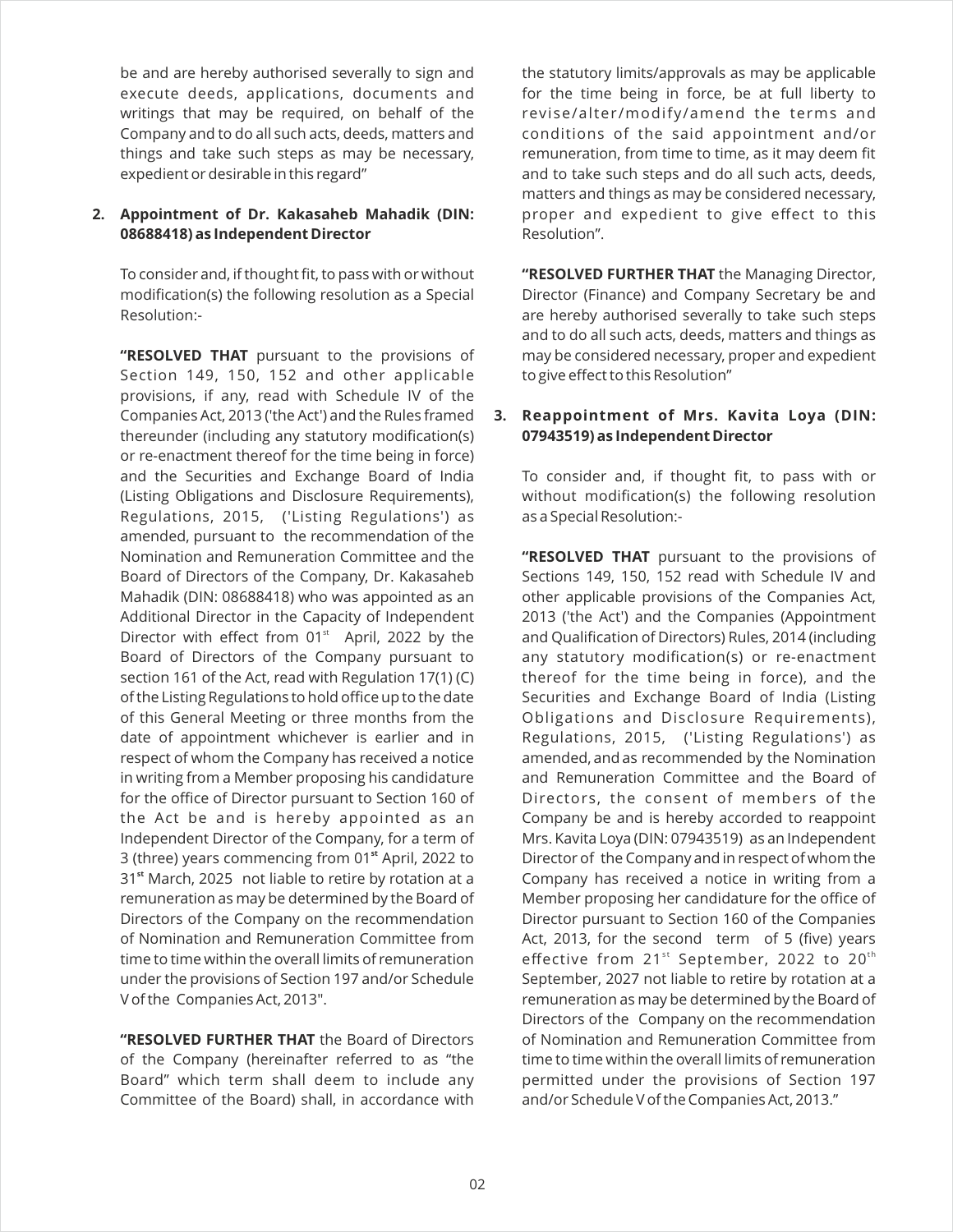be and are hereby authorised severally to sign and execute deeds, applications, documents and writings that may be required, on behalf of the Company and to do all such acts, deeds, matters and things and take such steps as may be necessary, expedient or desirable in this regard"

**2. Appointment of Dr. Kakasaheb Mahadik (DIN: 08688418) as Independent Director**

To consider and, if thought fit, to pass with or without modification(s) the following resolution as a Special Resolution:-

**"RESOLVED THAT** pursuant to the provisions of Section 149, 150, 152 and other applicable provisions, if any, read with Schedule IV of the Companies Act, 2013 ('the Act') and the Rules framed thereunder (including any statutory modification(s) or re-enactment thereof for the time being in force) and the Securities and Exchange Board of India (Listing Obligations and Disclosure Requirements), Regulations, 2015, ('Listing Regulations') as amended, pursuant to the recommendation of the Nomination and Remuneration Committee and the Board of Directors of the Company, Dr. Kakasaheb Mahadik (DIN: 08688418) who was appointed as an Additional Director in the Capacity of Independent Director with effect from 01st April, 2022 by the Board of Directors of the Company pursuant to section 161 of the Act, read with Regulation 17(1) (C) of the Listing Regulations to hold office up to the date of this General Meeting or three months from the date of appointment whichever is earlier and in respect of whom the Company has received a notice in writing from a Member proposing his candidature for the office of Director pursuant to Section 160 of the Act be and is hereby appointed as an Independent Director of the Company, for a term of 3 (three) years commencing from 01st April, 2022 to 31st March, 2025 not liable to retire by rotation at a remuneration as may be determined by the Board of Directors of the Company on the recommendation of Nomination and Remuneration Committee from time to time within the overall limits of remuneration under the provisions of Section 197 and/or Schedule V of the Companies Act, 2013".

**"RESOLVED FURTHER THAT** the Board of Directors of the Company (hereinafter referred to as "the Board" which term shall deem to include any Committee of the Board) shall, in accordance with the statutory limits/approvals as may be applicable for the time being in force, be at full liberty to revise/alter/modify/amend the terms and conditions of the said appointment and/or remuneration, from time to time, as it may deem fit and to take such steps and do all such acts, deeds, matters and things as may be considered necessary, proper and expedient to give effect to this Resolution".

**"RESOLVED FURTHER THAT** the Managing Director, Director (Finance) and Company Secretary be and are hereby authorised severally to take such steps and to do all such acts, deeds, matters and things as may be considered necessary, proper and expedient to give effect to this Resolution"

**3. Reappointment of Mrs. Kavita Loya (DIN: 07943519) as Independent Director**

To consider and, if thought fit, to pass with or without modification(s) the following resolution as a Special Resolution:-

**"RESOLVED THAT** pursuant to the provisions of Sections 149, 150, 152 read with Schedule IV and other applicable provisions of the Companies Act, 2013 ('the Act') and the Companies (Appointment and Qualification of Directors) Rules, 2014 (including any statutory modification(s) or re-enactment thereof for the time being in force), and the Securities and Exchange Board of India (Listing Obligations and Disclosure Requirements), Regulations, 2015, ('Listing Regulations') as amended, and as recommended by the Nomination and Remuneration Committee and the Board of Directors, the consent of members of the Company be and is hereby accorded to reappoint Mrs. Kavita Loya (DIN: 07943519) as an Independent Director of the Company and in respect of whom the Company has received a notice in writing from a Member proposing her candidature for the office of Director pursuant to Section 160 of the Companies Act, 2013, for the second term of 5 (five) years effective from 21st September, 2022 to 20th September, 2027 not liable to retire by rotation at a remuneration as may be determined by the Board of Directors of the Company on the recommendation of Nomination and Remuneration Committee from time to time within the overall limits of remuneration permitted under the provisions of Section 197 and/or Schedule V of the Companies Act, 2013."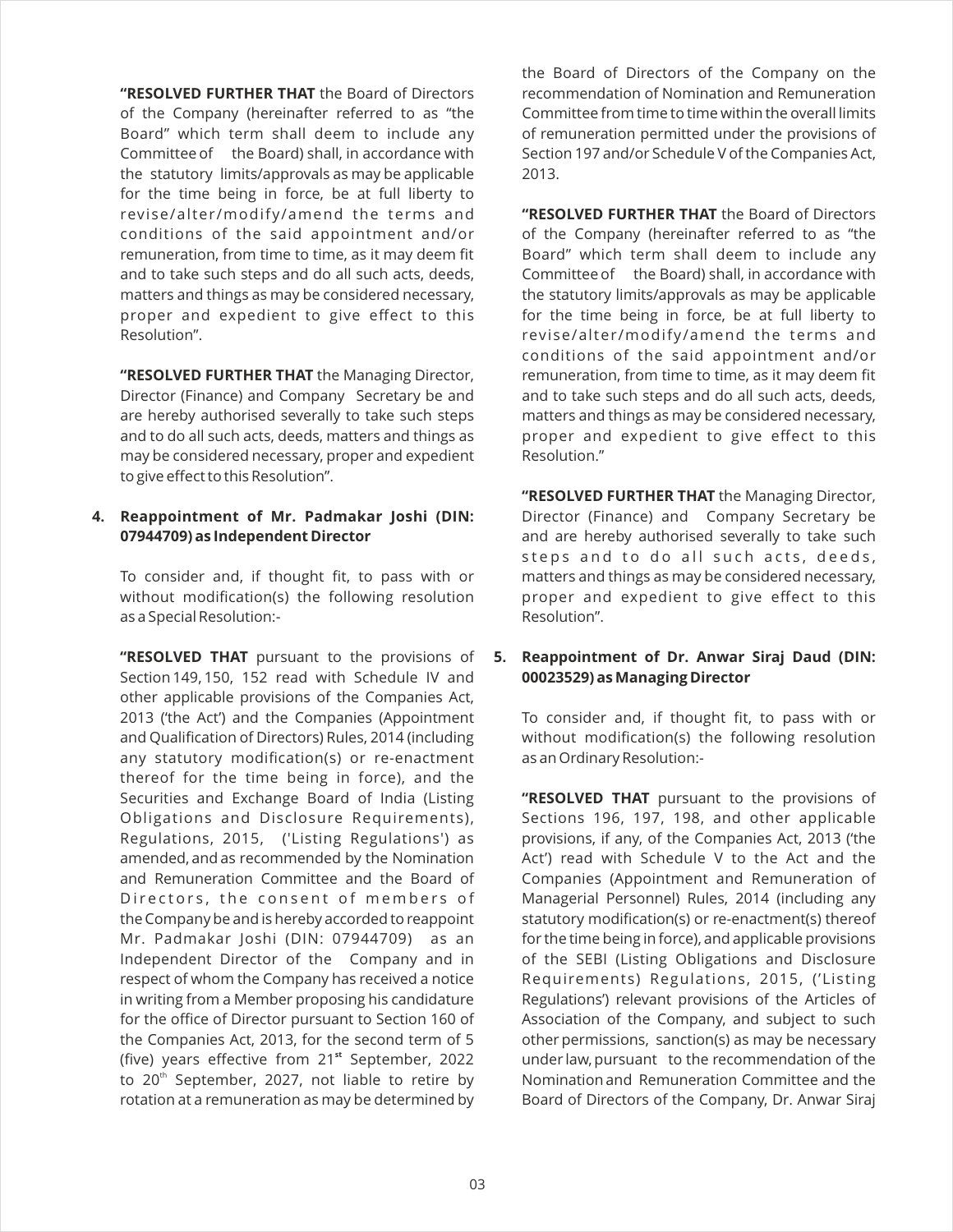**"RESOLVED FURTHER THAT** the Board of Directors of the Company (hereinafter referred to as "the Board" which term shall deem to include any Committee of the Board) shall, in accordance with the statutory limits/approvals as may be applicable for the time being in force, be at full liberty to revise/alter/modify/amend the terms and conditions of the said appointment and/or remuneration, from time to time, as it may deem fit and to take such steps and do all such acts, deeds, matters and things as may be considered necessary, proper and expedient to give effect to this Resolution".

**"RESOLVED FURTHER THAT** the Managing Director, Director (Finance) and Company Secretary be and are hereby authorised severally to take such steps and to do all such acts, deeds, matters and things as may be considered necessary, proper and expedient to give effect to this Resolution".

**4. Reappointment of Mr. Padmakar Joshi (DIN: 07944709) as Independent Director**

To consider and, if thought fit, to pass with or without modification(s) the following resolution as a Special Resolution:-

**"RESOLVED THAT** pursuant to the provisions of Section 149, 150, 152 read with Schedule IV and other applicable provisions of the Companies Act, 2013 ('the Act') and the Companies (Appointment and Qualification of Directors) Rules, 2014 (including any statutory modification(s) or re-enactment thereof for the time being in force), and the Securities and Exchange Board of India (Listing Obligations and Disclosure Requirements), Regulations, 2015, ('Listing Regulations') as amended, and as recommended by the Nomination and Remuneration Committee and the Board of Directors, the consent of members of the Company be and is hereby accorded to reappoint Mr. Padmakar Joshi (DIN: 07944709) as an Independent Director of the Company and in respect of whom the Company has received a notice in writing from a Member proposing his candidature for the office of Director pursuant to Section 160 of the Companies Act, 2013, for the second term of 5 (five) years effective from 21st September, 2022 to 20th September, 2027, not liable to retire by rotation at a remuneration as may be determined by the Board of Directors of the Company on the recommendation of Nomination and Remuneration Committee from time to time within the overall limits of remuneration permitted under the provisions of Section 197 and/or Schedule V of the Companies Act, 2013.

**"RESOLVED FURTHER THAT** the Board of Directors of the Company (hereinafter referred to as "the Board" which term shall deem to include any Committee of the Board) shall, in accordance with the statutory limits/approvals as may be applicable for the time being in force, be at full liberty to revise/alter/modify/amend the terms and conditions of the said appointment and/or remuneration, from time to time, as it may deem fit and to take such steps and do all such acts, deeds, matters and things as may be considered necessary, proper and expedient to give effect to this Resolution."

**"RESOLVED FURTHER THAT** the Managing Director, Director (Finance) and Company Secretary be and are hereby authorised severally to take such steps and to do all such acts, deeds, matters and things as may be considered necessary, proper and expedient to give effect to this Resolution".

**5. Reappointment of Dr. Anwar Siraj Daud (DIN: 00023529) as Managing Director**

To consider and, if thought fit, to pass with or without modification(s) the following resolution as an Ordinary Resolution:-

**"RESOLVED THAT** pursuant to the provisions of Sections 196, 197, 198, and other applicable provisions, if any, of the Companies Act, 2013 ('the Act') read with Schedule V to the Act and the Companies (Appointment and Remuneration of Managerial Personnel) Rules, 2014 (including any statutory modification(s) or re-enactment(s) thereof for the time being in force), and applicable provisions of the SEBI (Listing Obligations and Disclosure Requirements) Regulations, 2015, ('Listing Regulations') relevant provisions of the Articles of Association of the Company, and subject to such other permissions, sanction(s) as may be necessary under law, pursuant to the recommendation of the Nomination and Remuneration Committee and the Board of Directors of the Company, Dr. Anwar Siraj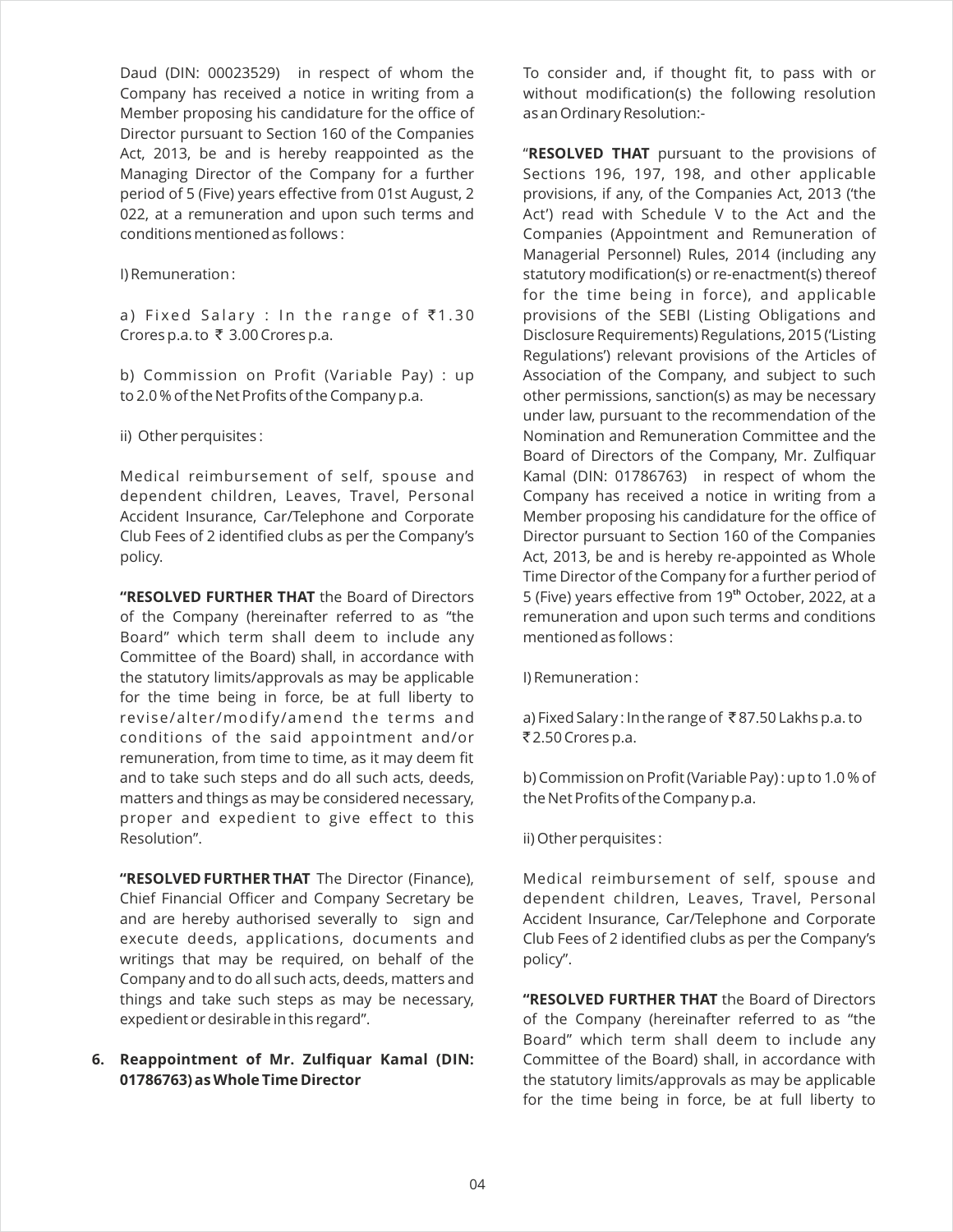Daud (DIN: 00023529) in respect of whom the Company has received a notice in writing from a Member proposing his candidature for the office of Director pursuant to Section 160 of the Companies Act, 2013, be and is hereby reappointed as the Managing Director of the Company for a further period of 5 (Five) years effective from 01st August, 2 022, at a remuneration and upon such terms and conditions mentioned as follows :

I) Remuneration :

a) Fixed Salary : In the range of ₹1.30 Crores p.a. to ₹ 3.00 Crores p.a.

b) Commission on Profit (Variable Pay) : up to 2.0 % of the Net Profits of the Company p.a.

ii) Other perquisites :

Medical reimbursement of self, spouse and dependent children, Leaves, Travel, Personal Accident Insurance, Car/Telephone and Corporate Club Fees of 2 identified clubs as per the Company's policy.

**"RESOLVED FURTHER THAT** the Board of Directors of the Company (hereinafter referred to as "the Board" which term shall deem to include any Committee of the Board) shall, in accordance with the statutory limits/approvals as may be applicable for the time being in force, be at full liberty to revise/alter/modify/amend the terms and conditions of the said appointment and/or remuneration, from time to time, as it may deem fit and to take such steps and do all such acts, deeds, matters and things as may be considered necessary, proper and expedient to give effect to this Resolution".

**"RESOLVED FURTHER THAT** The Director (Finance), Chief Financial Officer and Company Secretary be and are hereby authorised severally to sign and execute deeds, applications, documents and writings that may be required, on behalf of the Company and to do all such acts, deeds, matters and things and take such steps as may be necessary, expedient or desirable in this regard".

**6. Reappointment of Mr. Zulfiquar Kamal (DIN: 01786763) as Whole Time Director**

To consider and, if thought fit, to pass with or without modification(s) the following resolution as an Ordinary Resolution:-

"**RESOLVED THAT** pursuant to the provisions of Sections 196, 197, 198, and other applicable provisions, if any, of the Companies Act, 2013 ('the Act') read with Schedule V to the Act and the Companies (Appointment and Remuneration of Managerial Personnel) Rules, 2014 (including any statutory modification(s) or re-enactment(s) thereof for the time being in force), and applicable provisions of the SEBI (Listing Obligations and Disclosure Requirements) Regulations, 2015 ('Listing Regulations') relevant provisions of the Articles of Association of the Company, and subject to such other permissions, sanction(s) as may be necessary under law, pursuant to the recommendation of the Nomination and Remuneration Committee and the Board of Directors of the Company, Mr. Zulfiquar Kamal (DIN: 01786763) in respect of whom the Company has received a notice in writing from a Member proposing his candidature for the office of Director pursuant to Section 160 of the Companies Act, 2013, be and is hereby re-appointed as Whole Time Director of the Company for a further period of 5 (Five) years effective from 19th October, 2022, at a remuneration and upon such terms and conditions mentioned as follows :

I) Remuneration :

a) Fixed Salary : In the range of ₹87.50 Lakhs p.a. to ₹2.50 Crores p.a.

b) Commission on Profit (Variable Pay) : up to 1.0 % of the Net Profits of the Company p.a.

ii) Other perquisites :

Medical reimbursement of self, spouse and dependent children, Leaves, Travel, Personal Accident Insurance, Car/Telephone and Corporate Club Fees of 2 identified clubs as per the Company's policy".

**"RESOLVED FURTHER THAT** the Board of Directors of the Company (hereinafter referred to as "the Board" which term shall deem to include any Committee of the Board) shall, in accordance with the statutory limits/approvals as may be applicable for the time being in force, be at full liberty to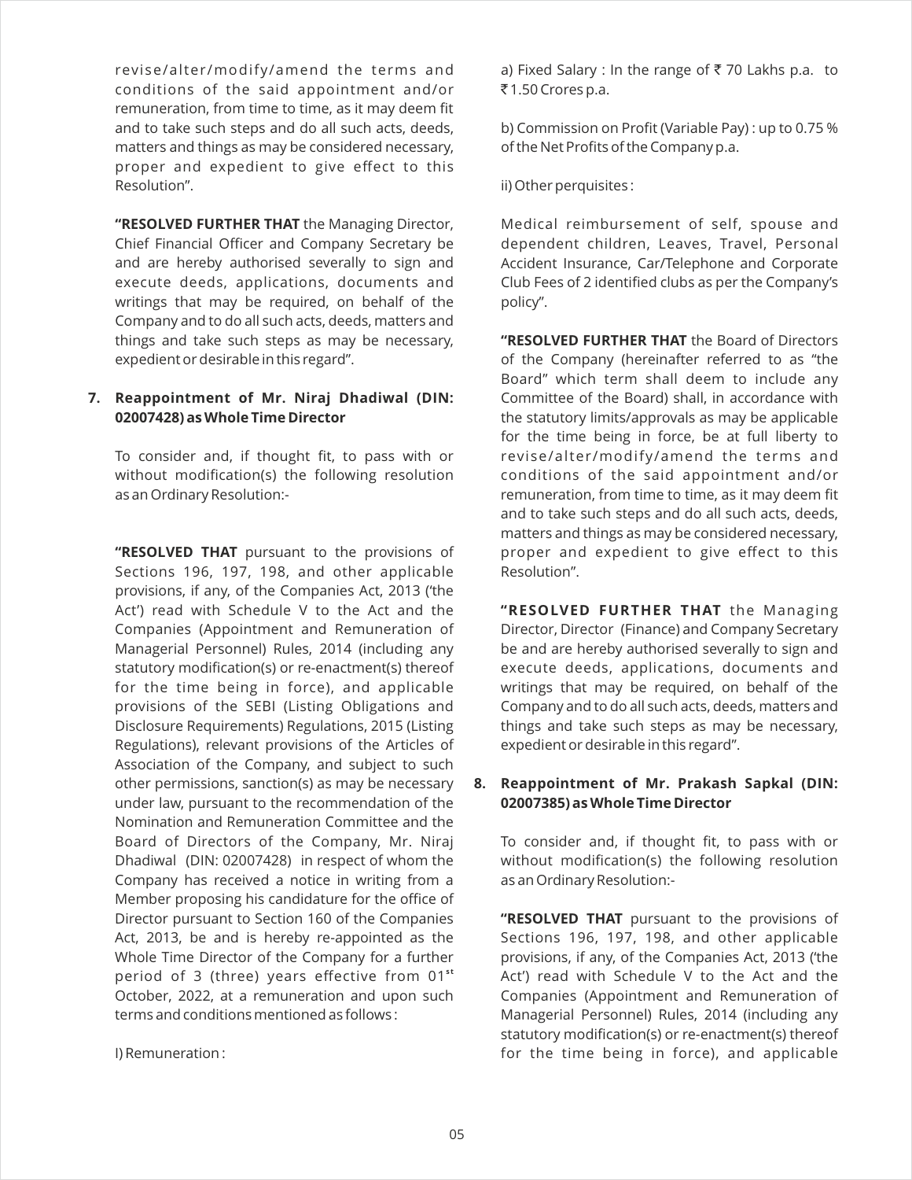revise/alter/modify/amend the terms and conditions of the said appointment and/or remuneration, from time to time, as it may deem fit and to take such steps and do all such acts, deeds, matters and things as may be considered necessary, proper and expedient to give effect to this Resolution".

**"RESOLVED FURTHER THAT** the Managing Director, Chief Financial Officer and Company Secretary be and are hereby authorised severally to sign and execute deeds, applications, documents and writings that may be required, on behalf of the Company and to do all such acts, deeds, matters and things and take such steps as may be necessary, expedient or desirable in this regard".

**7. Reappointment of Mr. Niraj Dhadiwal (DIN: 02007428) as Whole Time Director**

To consider and, if thought fit, to pass with or without modification(s) the following resolution as an Ordinary Resolution:-

**"RESOLVED THAT** pursuant to the provisions of Sections 196, 197, 198, and other applicable provisions, if any, of the Companies Act, 2013 ('the Act') read with Schedule V to the Act and the Companies (Appointment and Remuneration of Managerial Personnel) Rules, 2014 (including any statutory modification(s) or re-enactment(s) thereof for the time being in force), and applicable provisions of the SEBI (Listing Obligations and Disclosure Requirements) Regulations, 2015 (Listing Regulations), relevant provisions of the Articles of Association of the Company, and subject to such other permissions, sanction(s) as may be necessary under law, pursuant to the recommendation of the Nomination and Remuneration Committee and the Board of Directors of the Company, Mr. Niraj Dhadiwal (DIN: 02007428) in respect of whom the Company has received a notice in writing from a Member proposing his candidature for the office of Director pursuant to Section 160 of the Companies Act, 2013, be and is hereby re-appointed as the Whole Time Director of the Company for a further period of 3 (three) years effective from 01st October, 2022, at a remuneration and upon such terms and conditions mentioned as follows :

I) Remuneration :

a) Fixed Salary : In the range of ₹ 70 Lakhs p.a. to ₹ 1.50 Crores p.a.

b) Commission on Profit (Variable Pay) : up to 0.75 % of the Net Profits of the Company p.a.

ii) Other perquisites :

Medical reimbursement of self, spouse and dependent children, Leaves, Travel, Personal Accident Insurance, Car/Telephone and Corporate Club Fees of 2 identified clubs as per the Company's policy".

**"RESOLVED FURTHER THAT** the Board of Directors of the Company (hereinafter referred to as "the Board" which term shall deem to include any Committee of the Board) shall, in accordance with the statutory limits/approvals as may be applicable for the time being in force, be at full liberty to revise/alter/modify/amend the terms and conditions of the said appointment and/or remuneration, from time to time, as it may deem fit and to take such steps and do all such acts, deeds, matters and things as may be considered necessary, proper and expedient to give effect to this Resolution".

**"RESOLVED FURTHER THAT** the Managing Director, Director (Finance) and Company Secretary be and are hereby authorised severally to sign and execute deeds, applications, documents and writings that may be required, on behalf of the Company and to do all such acts, deeds, matters and things and take such steps as may be necessary, expedient or desirable in this regard".

**8. Reappointment of Mr. Prakash Sapkal (DIN: 02007385) as Whole Time Director**

To consider and, if thought fit, to pass with or without modification(s) the following resolution as an Ordinary Resolution:-

**"RESOLVED THAT** pursuant to the provisions of Sections 196, 197, 198, and other applicable provisions, if any, of the Companies Act, 2013 ('the Act') read with Schedule V to the Act and the Companies (Appointment and Remuneration of Managerial Personnel) Rules, 2014 (including any statutory modification(s) or re-enactment(s) thereof for the time being in force), and applicable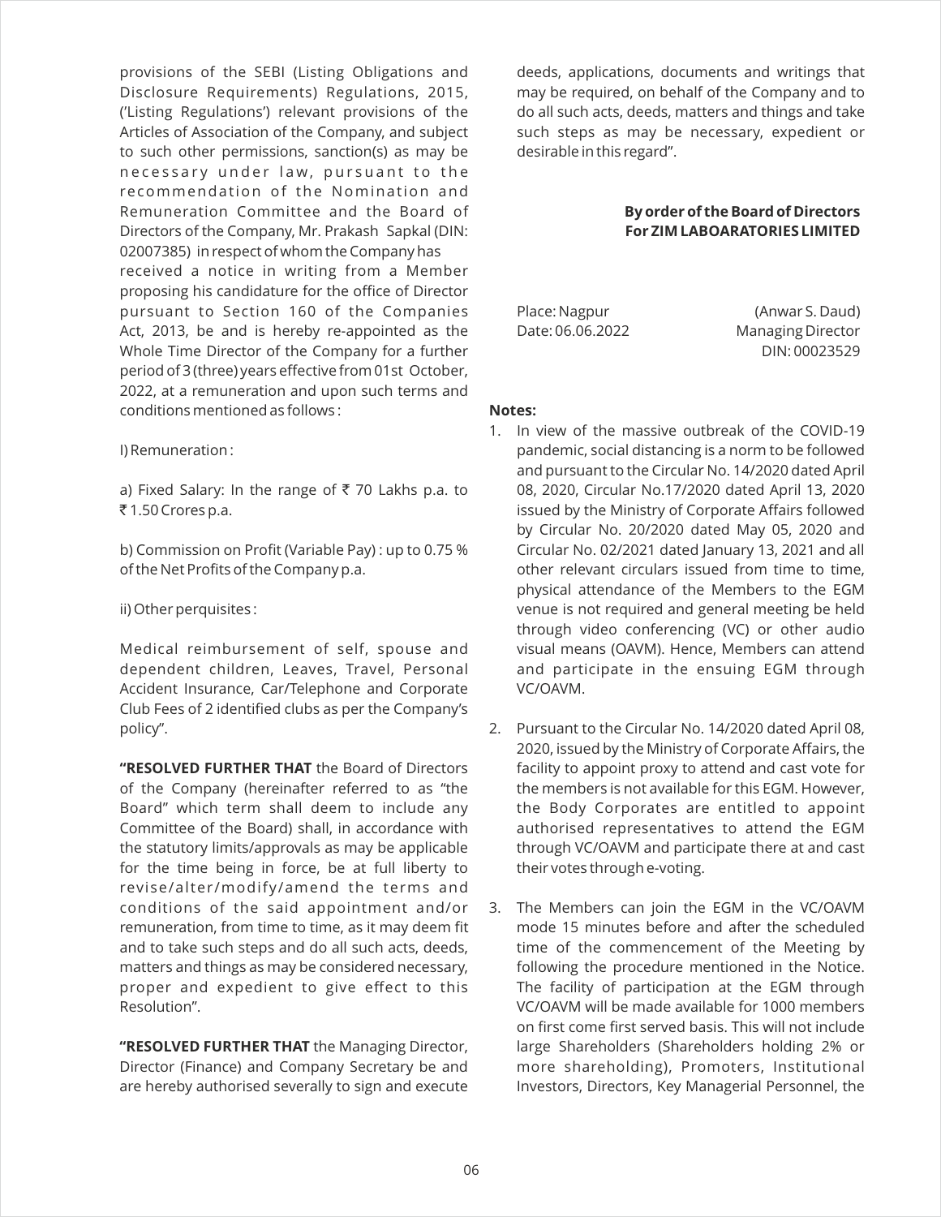provisions of the SEBI (Listing Obligations and Disclosure Requirements) Regulations, 2015, ('Listing Regulations') relevant provisions of the Articles of Association of the Company, and subject to such other permissions, sanction(s) as may be necessary under law, pursuant to the recommendation of the Nomination and Remuneration Committee and the Board of Directors of the Company, Mr. Prakash Sapkal (DIN: 02007385) in respect of whom the Company has received a notice in writing from a Member proposing his candidature for the office of Director pursuant to Section 160 of the Companies Act, 2013, be and is hereby re-appointed as the Whole Time Director of the Company for a further period of 3 (three) years effective from 01st October, 2022, at a remuneration and upon such terms and conditions mentioned as follows :

I) Remuneration :

a) Fixed Salary: In the range of ₹ 70 Lakhs p.a. to ₹ 1.50 Crores p.a.

b) Commission on Profit (Variable Pay) : up to 0.75 % of the Net Profits of the Company p.a.

ii) Other perquisites :

Medical reimbursement of self, spouse and dependent children, Leaves, Travel, Personal Accident Insurance, Car/Telephone and Corporate Club Fees of 2 identified clubs as per the Company's policy".

**"RESOLVED FURTHER THAT** the Board of Directors of the Company (hereinafter referred to as "the Board" which term shall deem to include any Committee of the Board) shall, in accordance with the statutory limits/approvals as may be applicable for the time being in force, be at full liberty to revise/alter/modify/amend the terms and conditions of the said appointment and/or remuneration, from time to time, as it may deem fit and to take such steps and do all such acts, deeds, matters and things as may be considered necessary, proper and expedient to give effect to this Resolution".

**"RESOLVED FURTHER THAT** the Managing Director, Director (Finance) and Company Secretary be and are hereby authorised severally to sign and execute deeds, applications, documents and writings that may be required, on behalf of the Company and to do all such acts, deeds, matters and things and take such steps as may be necessary, expedient or desirable in this regard".

**By order of the Board of Directors**
**For ZIM LABOARATORIES LIMITED**

Place: Nagpur
Date: 06.06.2022

(Anwar S. Daud)
Managing Director
DIN: 00023529

**Notes:**

1. In view of the massive outbreak of the COVID-19 pandemic, social distancing is a norm to be followed and pursuant to the Circular No. 14/2020 dated April 08, 2020, Circular No.17/2020 dated April 13, 2020 issued by the Ministry of Corporate Affairs followed by Circular No. 20/2020 dated May 05, 2020 and Circular No. 02/2021 dated January 13, 2021 and all other relevant circulars issued from time to time, physical attendance of the Members to the EGM venue is not required and general meeting be held through video conferencing (VC) or other audio visual means (OAVM). Hence, Members can attend and participate in the ensuing EGM through VC/OAVM.

2. Pursuant to the Circular No. 14/2020 dated April 08, 2020, issued by the Ministry of Corporate Affairs, the facility to appoint proxy to attend and cast vote for the members is not available for this EGM. However, the Body Corporates are entitled to appoint authorised representatives to attend the EGM through VC/OAVM and participate there at and cast their votes through e-voting.

3. The Members can join the EGM in the VC/OAVM mode 15 minutes before and after the scheduled time of the commencement of the Meeting by following the procedure mentioned in the Notice. The facility of participation at the EGM through VC/OAVM will be made available for 1000 members on first come first served basis. This will not include large Shareholders (Shareholders holding 2% or more shareholding), Promoters, Institutional Investors, Directors, Key Managerial Personnel, the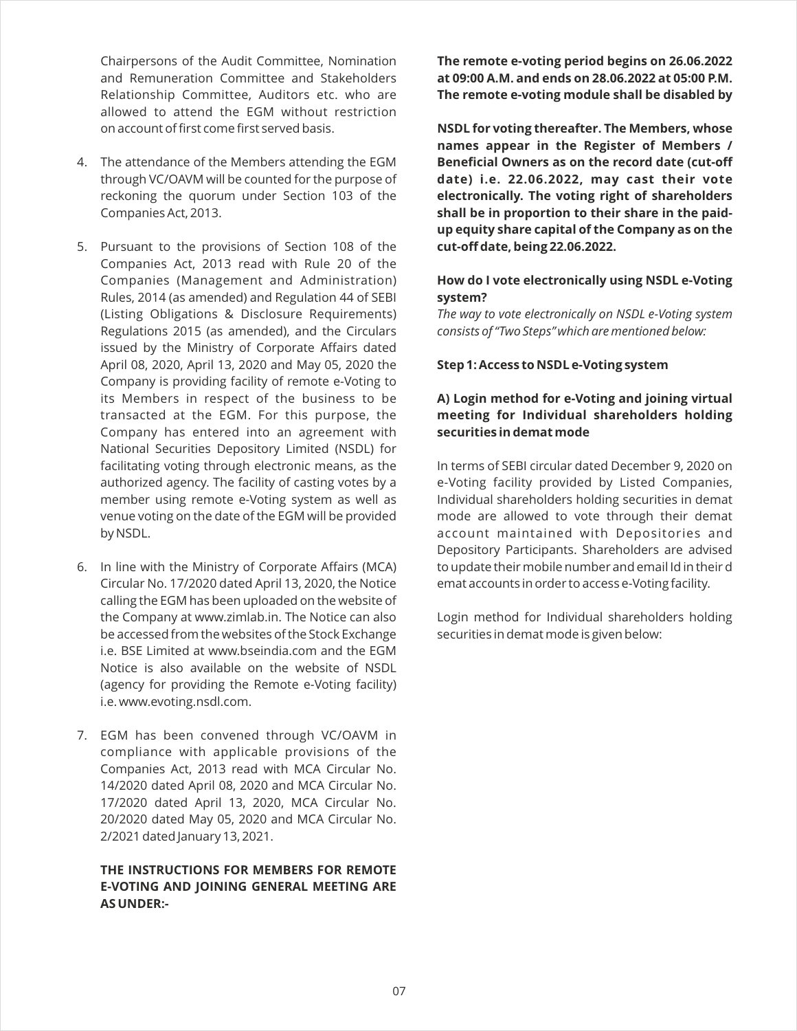Chairpersons of the Audit Committee, Nomination and Remuneration Committee and Stakeholders Relationship Committee, Auditors etc. who are allowed to attend the EGM without restriction on account of first come first served basis.

4. The attendance of the Members attending the EGM through VC/OAVM will be counted for the purpose of reckoning the quorum under Section 103 of the Companies Act, 2013.

5. Pursuant to the provisions of Section 108 of the Companies Act, 2013 read with Rule 20 of the Companies (Management and Administration) Rules, 2014 (as amended) and Regulation 44 of SEBI (Listing Obligations & Disclosure Requirements) Regulations 2015 (as amended), and the Circulars issued by the Ministry of Corporate Affairs dated April 08, 2020, April 13, 2020 and May 05, 2020 the Company is providing facility of remote e-Voting to its Members in respect of the business to be transacted at the EGM. For this purpose, the Company has entered into an agreement with National Securities Depository Limited (NSDL) for facilitating voting through electronic means, as the authorized agency. The facility of casting votes by a member using remote e-Voting system as well as venue voting on the date of the EGM will be provided by NSDL.

6. In line with the Ministry of Corporate Affairs (MCA) Circular No. 17/2020 dated April 13, 2020, the Notice calling the EGM has been uploaded on the website of the Company at www.zimlab.in. The Notice can also be accessed from the websites of the Stock Exchange i.e. BSE Limited at www.bseindia.com and the EGM Notice is also available on the website of NSDL (agency for providing the Remote e-Voting facility) i.e. www.evoting.nsdl.com.

7. EGM has been convened through VC/OAVM in compliance with applicable provisions of the Companies Act, 2013 read with MCA Circular No. 14/2020 dated April 08, 2020 and MCA Circular No. 17/2020 dated April 13, 2020, MCA Circular No. 20/2020 dated May 05, 2020 and MCA Circular No. 2/2021 dated January 13, 2021.

**THE INSTRUCTIONS FOR MEMBERS FOR REMOTE E-VOTING AND JOINING GENERAL MEETING ARE AS UNDER:-**

**The remote e-voting period begins on 26.06.2022 at 09:00 A.M. and ends on 28.06.2022 at 05:00 P.M. The remote e-voting module shall be disabled by NSDL for voting thereafter. The Members, whose names appear in the Register of Members / Beneficial Owners as on the record date (cut-off date) i.e. 22.06.2022, may cast their vote electronically. The voting right of shareholders shall be in proportion to their share in the paid-up equity share capital of the Company as on the cut-off date, being 22.06.2022.**

**How do I vote electronically using NSDL e-Voting system?**

*The way to vote electronically on NSDL e-Voting system consists of "Two Steps" which are mentioned below:*

**Step 1: Access to NSDL e-Voting system**

**A) Login method for e-Voting and joining virtual meeting for Individual shareholders holding securities in demat mode**

In terms of SEBI circular dated December 9, 2020 on e-Voting facility provided by Listed Companies, Individual shareholders holding securities in demat mode are allowed to vote through their demat account maintained with Depositories and Depository Participants. Shareholders are advised to update their mobile number and email Id in their demat accounts in order to access e-Voting facility.

Login method for Individual shareholders holding securities in demat mode is given below: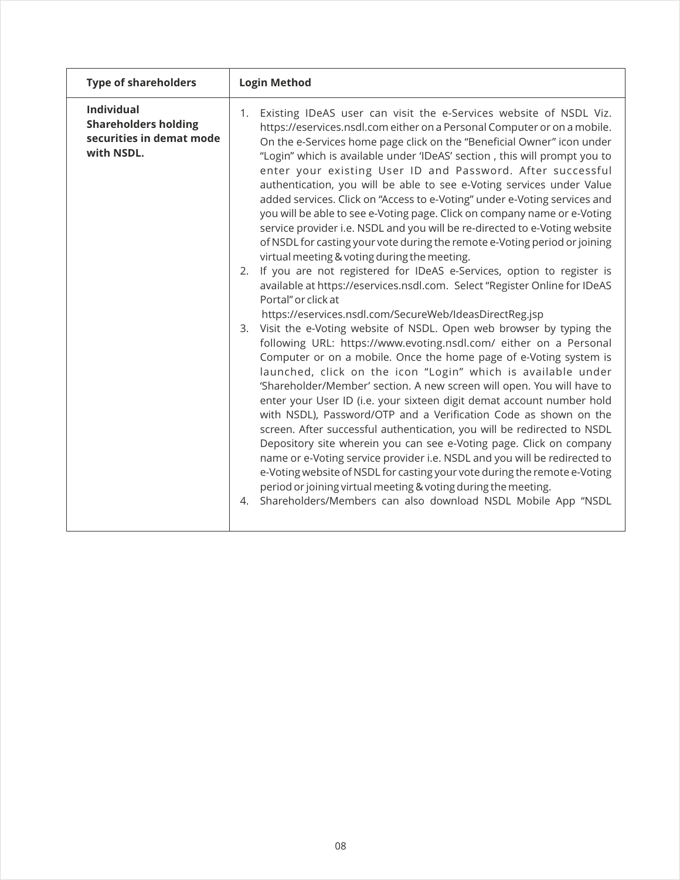| Type of shareholders | Login Method |
|---|---|
| **Individual Shareholders holding securities in demat mode with NSDL.** | 1. Existing IDeAS user can visit the e-Services website of NSDL Viz. https://eservices.nsdl.com either on a Personal Computer or on a mobile. On the e-Services home page click on the "Beneficial Owner" icon under "Login" which is available under 'IDeAS' section , this will prompt you to enter your existing User ID and Password. After successful authentication, you will be able to see e-Voting services under Value added services. Click on "Access to e-Voting" under e-Voting services and you will be able to see e-Voting page. Click on company name or e-Voting service provider i.e. NSDL and you will be re-directed to e-Voting website of NSDL for casting your vote during the remote e-Voting period or joining virtual meeting & voting during the meeting.<br>2. If you are not registered for IDeAS e-Services, option to register is available at https://eservices.nsdl.com. Select "Register Online for IDeAS Portal" or click at https://eservices.nsdl.com/SecureWeb/IdeasDirectReg.jsp<br>3. Visit the e-Voting website of NSDL. Open web browser by typing the following URL: https://www.evoting.nsdl.com/ either on a Personal Computer or on a mobile. Once the home page of e-Voting system is launched, click on the icon "Login" which is available under 'Shareholder/Member' section. A new screen will open. You will have to enter your User ID (i.e. your sixteen digit demat account number hold with NSDL), Password/OTP and a Verification Code as shown on the screen. After successful authentication, you will be redirected to NSDL Depository site wherein you can see e-Voting page. Click on company name or e-Voting service provider i.e. NSDL and you will be redirected to e-Voting website of NSDL for casting your vote during the remote e-Voting period or joining virtual meeting & voting during the meeting.<br>4. Shareholders/Members can also download NSDL Mobile App "NSDL |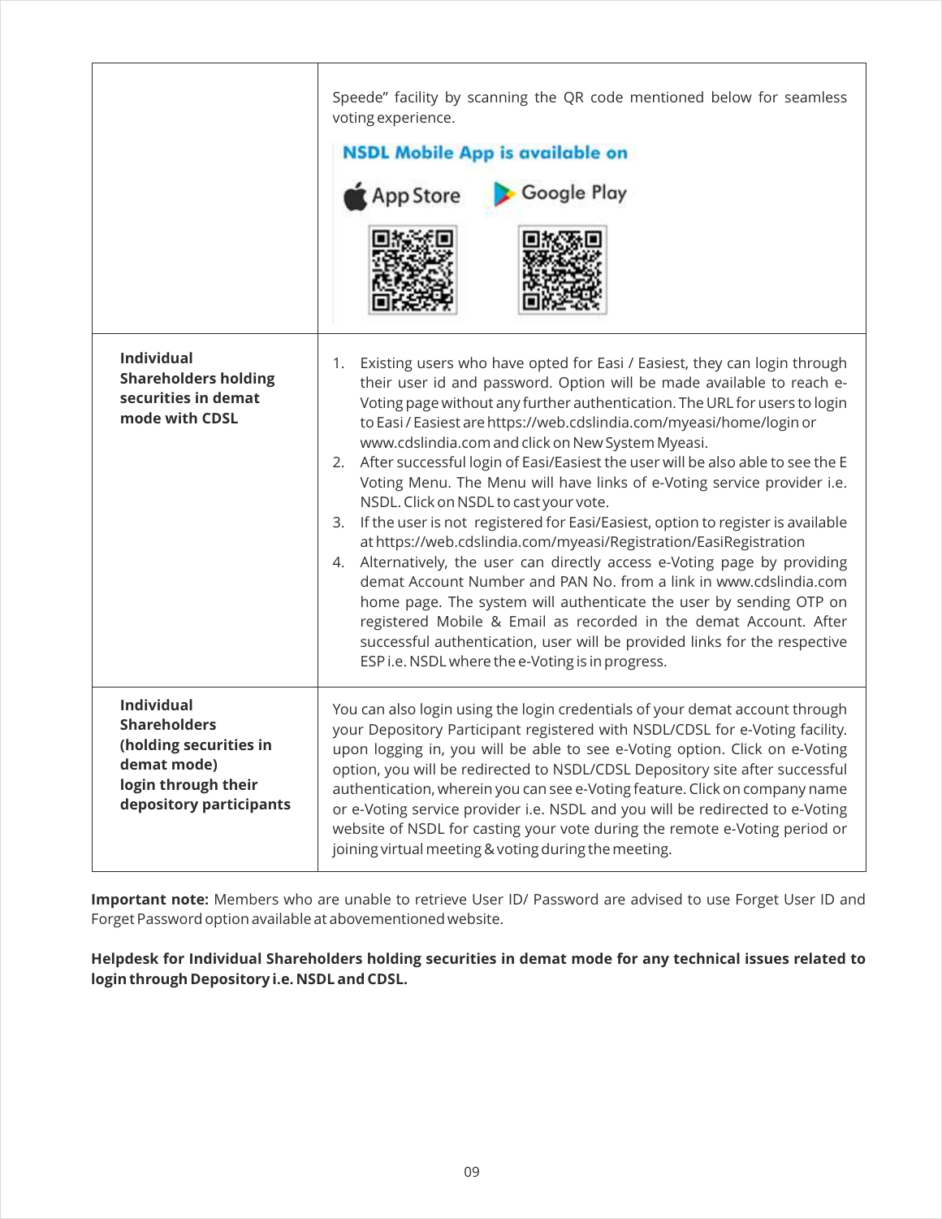| | |
|---|---|
| | Speede" facility by scanning the QR code mentioned below for seamless voting experience.<br>**NSDL Mobile App is available on**<br>App Store Google Play |
| **Individual Shareholders holding securities in demat mode with CDSL** | 1. Existing users who have opted for Easi / Easiest, they can login through their user id and password. Option will be made available to reach e-Voting page without any further authentication. The URL for users to login to Easi / Easiest are https://web.cdslindia.com/myeasi/home/login or www.cdslindia.com and click on New System Myeasi.<br>2. After successful login of Easi/Easiest the user will be also able to see the E Voting Menu. The Menu will have links of e-Voting service provider i.e. NSDL. Click on NSDL to cast your vote.<br>3. If the user is not registered for Easi/Easiest, option to register is available at https://web.cdslindia.com/myeasi/Registration/EasiRegistration<br>4. Alternatively, the user can directly access e-Voting page by providing demat Account Number and PAN No. from a link in www.cdslindia.com home page. The system will authenticate the user by sending OTP on registered Mobile & Email as recorded in the demat Account. After successful authentication, user will be provided links for the respective ESP i.e. NSDL where the e-Voting is in progress. |
| **Individual Shareholders (holding securities in demat mode) login through their depository participants** | You can also login using the login credentials of your demat account through your Depository Participant registered with NSDL/CDSL for e-Voting facility. upon logging in, you will be able to see e-Voting option. Click on e-Voting option, you will be redirected to NSDL/CDSL Depository site after successful authentication, wherein you can see e-Voting feature. Click on company name or e-Voting service provider i.e. NSDL and you will be redirected to e-Voting website of NSDL for casting your vote during the remote e-Voting period or joining virtual meeting & voting during the meeting. |

**Important note:** Members who are unable to retrieve User ID/ Password are advised to use Forget User ID and Forget Password option available at abovementioned website.

**Helpdesk for Individual Shareholders holding securities in demat mode for any technical issues related to login through Depository i.e. NSDL and CDSL.**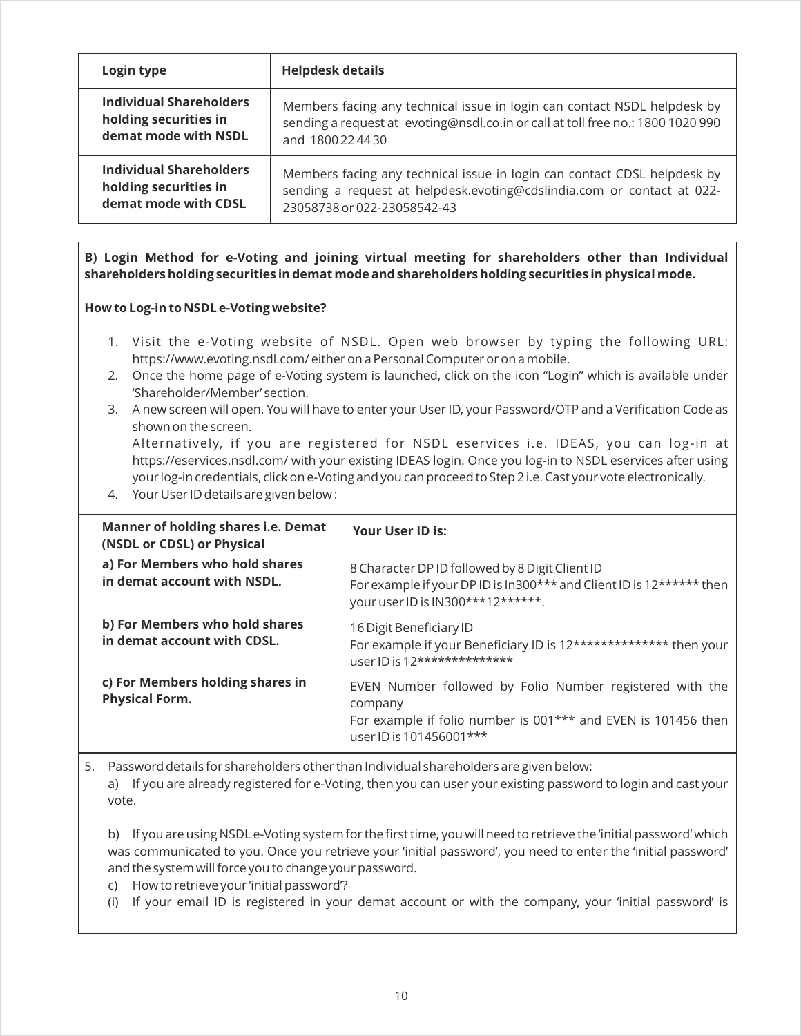| Login type | Helpdesk details |
| --- | --- |
| **Individual Shareholders holding securities in demat mode with NSDL** | Members facing any technical issue in login can contact NSDL helpdesk by sending a request at evoting@nsdl.co.in or call at toll free no.: 1800 1020 990 and 1800 22 44 30 |
| **Individual Shareholders holding securities in demat mode with CDSL** | Members facing any technical issue in login can contact CDSL helpdesk by sending a request at helpdesk.evoting@cdslindia.com or contact at 022-23058738 or 022-23058542-43 |

**B) Login Method for e-Voting and joining virtual meeting for shareholders other than Individual shareholders holding securities in demat mode and shareholders holding securities in physical mode.**

**How to Log-in to NSDL e-Voting website?**

1. Visit the e-Voting website of NSDL. Open web browser by typing the following URL: https://www.evoting.nsdl.com/ either on a Personal Computer or on a mobile.
2. Once the home page of e-Voting system is launched, click on the icon "Login" which is available under 'Shareholder/Member' section.
3. A new screen will open. You will have to enter your User ID, your Password/OTP and a Verification Code as shown on the screen.
   Alternatively, if you are registered for NSDL eservices i.e. IDEAS, you can log-in at https://eservices.nsdl.com/ with your existing IDEAS login. Once you log-in to NSDL eservices after using your log-in credentials, click on e-Voting and you can proceed to Step 2 i.e. Cast your vote electronically.
4. Your User ID details are given below :

| Manner of holding shares i.e. Demat (NSDL or CDSL) or Physical | Your User ID is: |
| --- | --- |
| **a) For Members who hold shares in demat account with NSDL.** | 8 Character DP ID followed by 8 Digit Client ID<br>For example if your DP ID is In300*** and Client ID is 12****** then your user ID is IN300***12******. |
| **b) For Members who hold shares in demat account with CDSL.** | 16 Digit Beneficiary ID<br>For example if your Beneficiary ID is 12************** then your user ID is 12************** |
| **c) For Members holding shares in Physical Form.** | EVEN Number followed by Folio Number registered with the company<br>For example if folio number is 001*** and EVEN is 101456 then user ID is 101456001*** |

5. Password details for shareholders other than Individual shareholders are given below:

   a) If you are already registered for e-Voting, then you can user your existing password to login and cast your vote.

   b) If you are using NSDL e-Voting system for the first time, you will need to retrieve the 'initial password' which was communicated to you. Once you retrieve your 'initial password', you need to enter the 'initial password' and the system will force you to change your password.

   c) How to retrieve your 'initial password'?

   (i) If your email ID is registered in your demat account or with the company, your 'initial password' is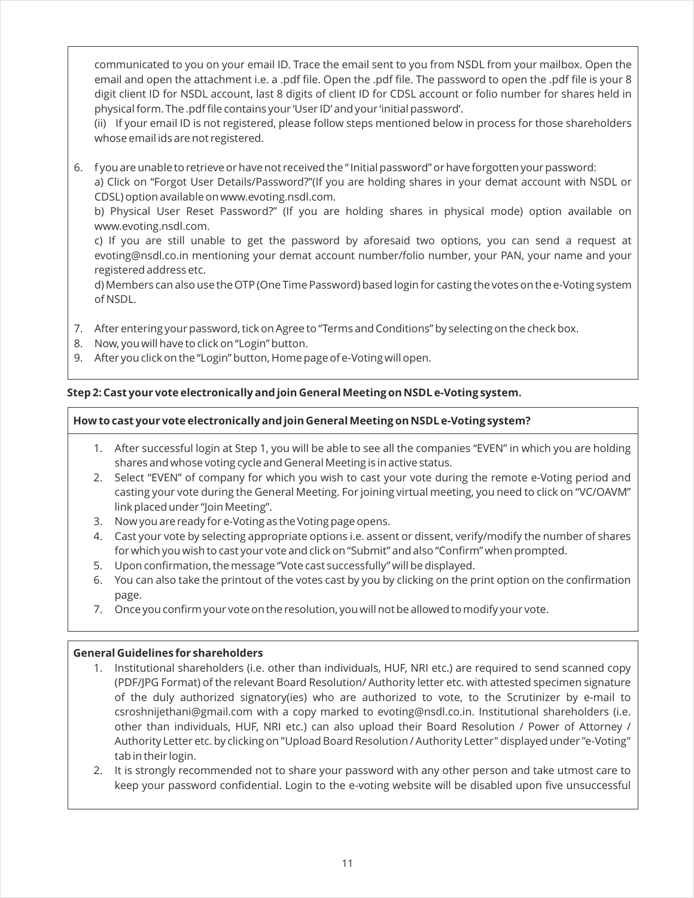communicated to you on your email ID. Trace the email sent to you from NSDL from your mailbox. Open the email and open the attachment i.e. a .pdf file. Open the .pdf file. The password to open the .pdf file is your 8 digit client ID for NSDL account, last 8 digits of client ID for CDSL account or folio number for shares held in physical form. The .pdf file contains your 'User ID' and your 'initial password'.

(ii) If your email ID is not registered, please follow steps mentioned below in process for those shareholders whose email ids are not registered.

6. f you are unable to retrieve or have not received the " Initial password" or have forgotten your password:

   a) Click on "Forgot User Details/Password?"(If you are holding shares in your demat account with NSDL or CDSL) option available on www.evoting.nsdl.com.

   b) Physical User Reset Password?" (If you are holding shares in physical mode) option available on www.evoting.nsdl.com.

   c) If you are still unable to get the password by aforesaid two options, you can send a request at evoting@nsdl.co.in mentioning your demat account number/folio number, your PAN, your name and your registered address etc.

   d) Members can also use the OTP (One Time Password) based login for casting the votes on the e-Voting system of NSDL.

7. After entering your password, tick on Agree to "Terms and Conditions" by selecting on the check box.
8. Now, you will have to click on "Login" button.
9. After you click on the "Login" button, Home page of e-Voting will open.

**Step 2: Cast your vote electronically and join General Meeting on NSDL e-Voting system.**

**How to cast your vote electronically and join General Meeting on NSDL e-Voting system?**

1. After successful login at Step 1, you will be able to see all the companies "EVEN" in which you are holding shares and whose voting cycle and General Meeting is in active status.
2. Select "EVEN" of company for which you wish to cast your vote during the remote e-Voting period and casting your vote during the General Meeting. For joining virtual meeting, you need to click on "VC/OAVM" link placed under "Join Meeting".
3. Now you are ready for e-Voting as the Voting page opens.
4. Cast your vote by selecting appropriate options i.e. assent or dissent, verify/modify the number of shares for which you wish to cast your vote and click on "Submit" and also "Confirm" when prompted.
5. Upon confirmation, the message "Vote cast successfully" will be displayed.
6. You can also take the printout of the votes cast by you by clicking on the print option on the confirmation page.
7. Once you confirm your vote on the resolution, you will not be allowed to modify your vote.

**General Guidelines for shareholders**

1. Institutional shareholders (i.e. other than individuals, HUF, NRI etc.) are required to send scanned copy (PDF/JPG Format) of the relevant Board Resolution/ Authority letter etc. with attested specimen signature of the duly authorized signatory(ies) who are authorized to vote, to the Scrutinizer by e-mail to csroshnijethani@gmail.com with a copy marked to evoting@nsdl.co.in. Institutional shareholders (i.e. other than individuals, HUF, NRI etc.) can also upload their Board Resolution / Power of Attorney / Authority Letter etc. by clicking on "Upload Board Resolution / Authority Letter" displayed under "e-Voting" tab in their login.
2. It is strongly recommended not to share your password with any other person and take utmost care to keep your password confidential. Login to the e-voting website will be disabled upon five unsuccessful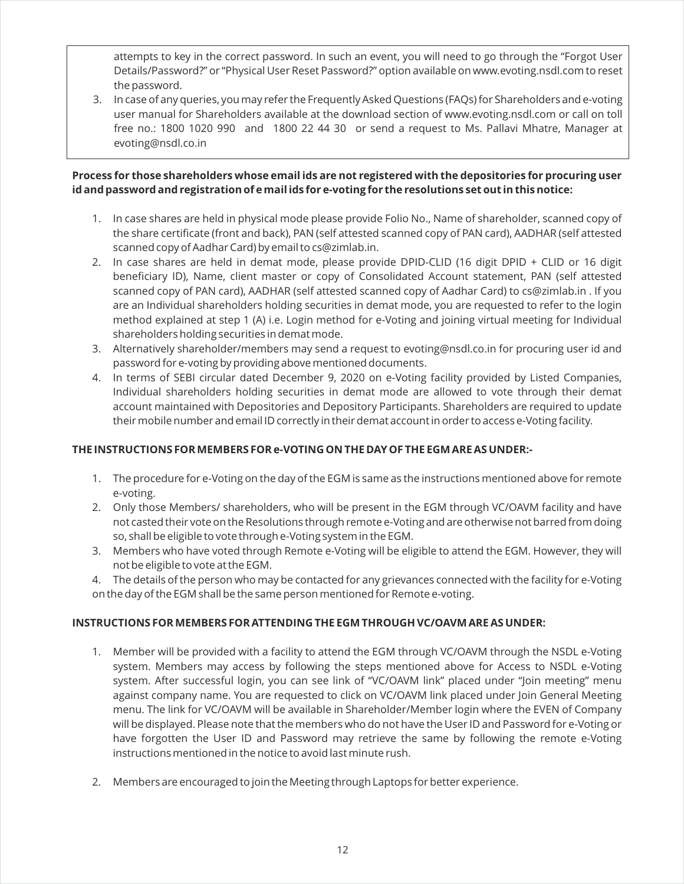attempts to key in the correct password. In such an event, you will need to go through the "Forgot User Details/Password?" or "Physical User Reset Password?" option available on www.evoting.nsdl.com to reset the password.

3. In case of any queries, you may refer the Frequently Asked Questions (FAQs) for Shareholders and e-voting user manual for Shareholders available at the download section of www.evoting.nsdl.com or call on toll free no.: 1800 1020 990 and 1800 22 44 30 or send a request to Ms. Pallavi Mhatre, Manager at evoting@nsdl.co.in

**Process for those shareholders whose email ids are not registered with the depositories for procuring user id and password and registration of e mail ids for e-voting for the resolutions set out in this notice:**

1. In case shares are held in physical mode please provide Folio No., Name of shareholder, scanned copy of the share certificate (front and back), PAN (self attested scanned copy of PAN card), AADHAR (self attested scanned copy of Aadhar Card) by email to cs@zimlab.in.
2. In case shares are held in demat mode, please provide DPID-CLID (16 digit DPID + CLID or 16 digit beneficiary ID), Name, client master or copy of Consolidated Account statement, PAN (self attested scanned copy of PAN card), AADHAR (self attested scanned copy of Aadhar Card) to cs@zimlab.in . If you are an Individual shareholders holding securities in demat mode, you are requested to refer to the login method explained at step 1 (A) i.e. Login method for e-Voting and joining virtual meeting for Individual shareholders holding securities in demat mode.
3. Alternatively shareholder/members may send a request to evoting@nsdl.co.in for procuring user id and password for e-voting by providing above mentioned documents.
4. In terms of SEBI circular dated December 9, 2020 on e-Voting facility provided by Listed Companies, Individual shareholders holding securities in demat mode are allowed to vote through their demat account maintained with Depositories and Depository Participants. Shareholders are required to update their mobile number and email ID correctly in their demat account in order to access e-Voting facility.

**THE INSTRUCTIONS FOR MEMBERS FOR e-VOTING ON THE DAY OF THE EGM ARE AS UNDER:-**

1. The procedure for e-Voting on the day of the EGM is same as the instructions mentioned above for remote e-voting.
2. Only those Members/ shareholders, who will be present in the EGM through VC/OAVM facility and have not casted their vote on the Resolutions through remote e-Voting and are otherwise not barred from doing so, shall be eligible to vote through e-Voting system in the EGM.
3. Members who have voted through Remote e-Voting will be eligible to attend the EGM. However, they will not be eligible to vote at the EGM.
4. The details of the person who may be contacted for any grievances connected with the facility for e-Voting on the day of the EGM shall be the same person mentioned for Remote e-voting.

**INSTRUCTIONS FOR MEMBERS FOR ATTENDING THE EGM THROUGH VC/OAVM ARE AS UNDER:**

1. Member will be provided with a facility to attend the EGM through VC/OAVM through the NSDL e-Voting system. Members may access by following the steps mentioned above for Access to NSDL e-Voting system. After successful login, you can see link of "VC/OAVM link" placed under "Join meeting" menu against company name. You are requested to click on VC/OAVM link placed under Join General Meeting menu. The link for VC/OAVM will be available in Shareholder/Member login where the EVEN of Company will be displayed. Please note that the members who do not have the User ID and Password for e-Voting or have forgotten the User ID and Password may retrieve the same by following the remote e-Voting instructions mentioned in the notice to avoid last minute rush.

2. Members are encouraged to join the Meeting through Laptops for better experience.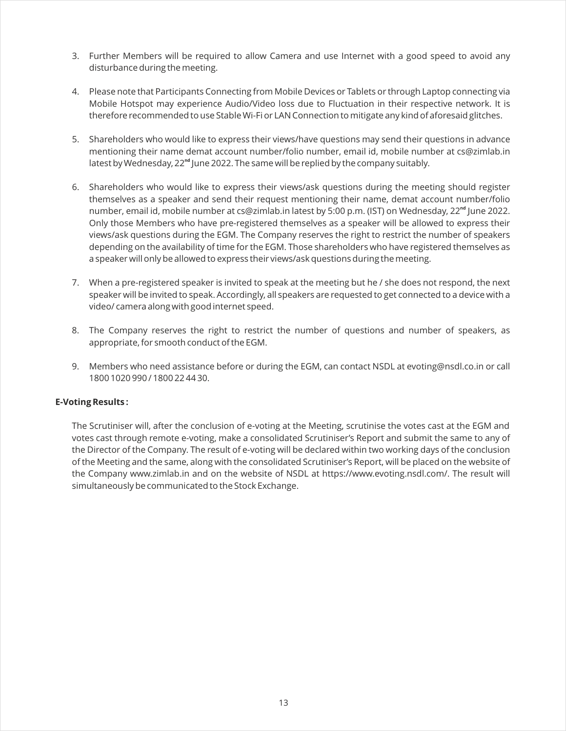3. Further Members will be required to allow Camera and use Internet with a good speed to avoid any disturbance during the meeting.

4. Please note that Participants Connecting from Mobile Devices or Tablets or through Laptop connecting via Mobile Hotspot may experience Audio/Video loss due to Fluctuation in their respective network. It is therefore recommended to use Stable Wi-Fi or LAN Connection to mitigate any kind of aforesaid glitches.

5. Shareholders who would like to express their views/have questions may send their questions in advance mentioning their name demat account number/folio number, email id, mobile number at cs@zimlab.in latest by Wednesday, 22nd June 2022. The same will be replied by the company suitably.

6. Shareholders who would like to express their views/ask questions during the meeting should register themselves as a speaker and send their request mentioning their name, demat account number/folio number, email id, mobile number at cs@zimlab.in latest by 5:00 p.m. (IST) on Wednesday, 22nd June 2022. Only those Members who have pre-registered themselves as a speaker will be allowed to express their views/ask questions during the EGM. The Company reserves the right to restrict the number of speakers depending on the availability of time for the EGM. Those shareholders who have registered themselves as a speaker will only be allowed to express their views/ask questions during the meeting.

7. When a pre-registered speaker is invited to speak at the meeting but he / she does not respond, the next speaker will be invited to speak. Accordingly, all speakers are requested to get connected to a device with a video/ camera along with good internet speed.

8. The Company reserves the right to restrict the number of questions and number of speakers, as appropriate, for smooth conduct of the EGM.

9. Members who need assistance before or during the EGM, can contact NSDL at evoting@nsdl.co.in or call 1800 1020 990 / 1800 22 44 30.

**E-Voting Results :**

The Scrutiniser will, after the conclusion of e-voting at the Meeting, scrutinise the votes cast at the EGM and votes cast through remote e-voting, make a consolidated Scrutiniser's Report and submit the same to any of the Director of the Company. The result of e-voting will be declared within two working days of the conclusion of the Meeting and the same, along with the consolidated Scrutiniser's Report, will be placed on the website of the Company www.zimlab.in and on the website of NSDL at https://www.evoting.nsdl.com/. The result will simultaneously be communicated to the Stock Exchange.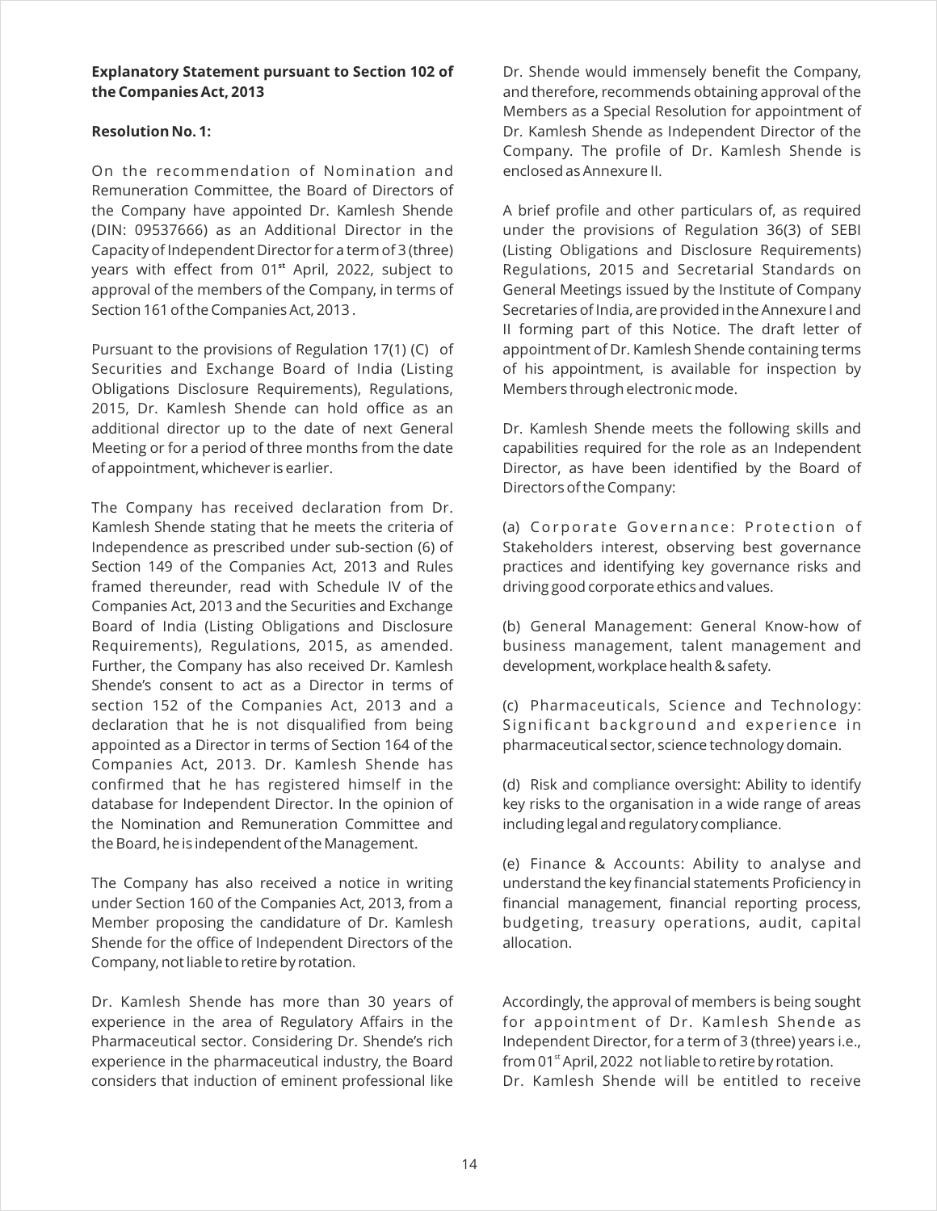**Explanatory Statement pursuant to Section 102 of the Companies Act, 2013**

**Resolution No. 1:**

On the recommendation of Nomination and Remuneration Committee, the Board of Directors of the Company have appointed Dr. Kamlesh Shende (DIN: 09537666) as an Additional Director in the Capacity of Independent Director for a term of 3 (three) years with effect from 01st April, 2022, subject to approval of the members of the Company, in terms of Section 161 of the Companies Act, 2013 .

Pursuant to the provisions of Regulation 17(1) (C) of Securities and Exchange Board of India (Listing Obligations Disclosure Requirements), Regulations, 2015, Dr. Kamlesh Shende can hold office as an additional director up to the date of next General Meeting or for a period of three months from the date of appointment, whichever is earlier.

The Company has received declaration from Dr. Kamlesh Shende stating that he meets the criteria of Independence as prescribed under sub-section (6) of Section 149 of the Companies Act, 2013 and Rules framed thereunder, read with Schedule IV of the Companies Act, 2013 and the Securities and Exchange Board of India (Listing Obligations and Disclosure Requirements), Regulations, 2015, as amended. Further, the Company has also received Dr. Kamlesh Shende's consent to act as a Director in terms of section 152 of the Companies Act, 2013 and a declaration that he is not disqualified from being appointed as a Director in terms of Section 164 of the Companies Act, 2013. Dr. Kamlesh Shende has confirmed that he has registered himself in the database for Independent Director. In the opinion of the Nomination and Remuneration Committee and the Board, he is independent of the Management.

The Company has also received a notice in writing under Section 160 of the Companies Act, 2013, from a Member proposing the candidature of Dr. Kamlesh Shende for the office of Independent Directors of the Company, not liable to retire by rotation.

Dr. Kamlesh Shende has more than 30 years of experience in the area of Regulatory Affairs in the Pharmaceutical sector. Considering Dr. Shende's rich experience in the pharmaceutical industry, the Board considers that induction of eminent professional like Dr. Shende would immensely benefit the Company, and therefore, recommends obtaining approval of the Members as a Special Resolution for appointment of Dr. Kamlesh Shende as Independent Director of the Company. The profile of Dr. Kamlesh Shende is enclosed as Annexure II.

A brief profile and other particulars of, as required under the provisions of Regulation 36(3) of SEBI (Listing Obligations and Disclosure Requirements) Regulations, 2015 and Secretarial Standards on General Meetings issued by the Institute of Company Secretaries of India, are provided in the Annexure I and II forming part of this Notice. The draft letter of appointment of Dr. Kamlesh Shende containing terms of his appointment, is available for inspection by Members through electronic mode.

Dr. Kamlesh Shende meets the following skills and capabilities required for the role as an Independent Director, as have been identified by the Board of Directors of the Company:

(a) Corporate Governance: Protection of Stakeholders interest, observing best governance practices and identifying key governance risks and driving good corporate ethics and values.

(b) General Management: General Know-how of business management, talent management and development, workplace health & safety.

(c) Pharmaceuticals, Science and Technology: Significant background and experience in pharmaceutical sector, science technology domain.

(d) Risk and compliance oversight: Ability to identify key risks to the organisation in a wide range of areas including legal and regulatory compliance.

(e) Finance & Accounts: Ability to analyse and understand the key financial statements Proficiency in financial management, financial reporting process, budgeting, treasury operations, audit, capital allocation.

Accordingly, the approval of members is being sought for appointment of Dr. Kamlesh Shende as Independent Director, for a term of 3 (three) years i.e., from 01st April, 2022 not liable to retire by rotation.

Dr. Kamlesh Shende will be entitled to receive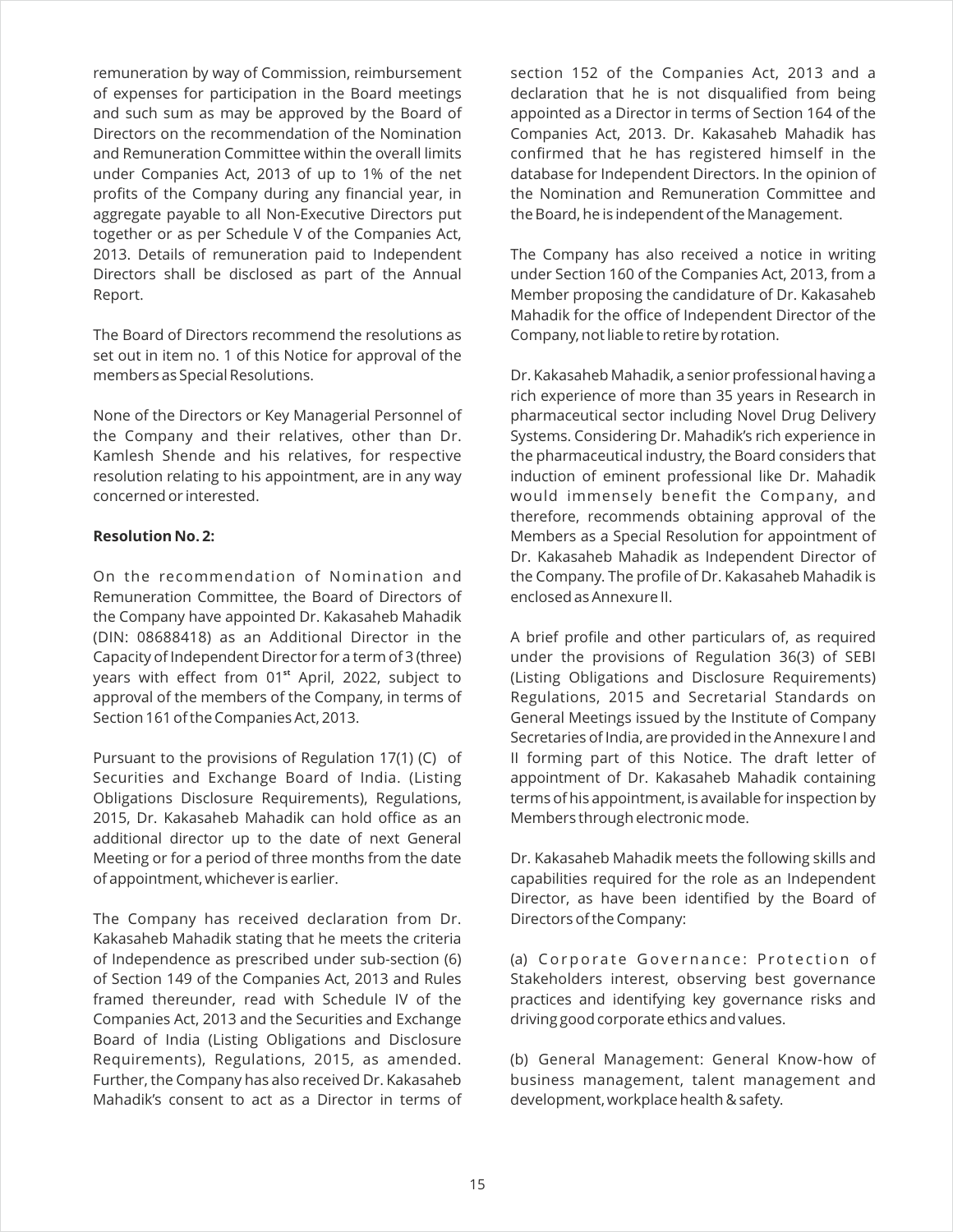remuneration by way of Commission, reimbursement of expenses for participation in the Board meetings and such sum as may be approved by the Board of Directors on the recommendation of the Nomination and Remuneration Committee within the overall limits under Companies Act, 2013 of up to 1% of the net profits of the Company during any financial year, in aggregate payable to all Non-Executive Directors put together or as per Schedule V of the Companies Act, 2013. Details of remuneration paid to Independent Directors shall be disclosed as part of the Annual Report.

The Board of Directors recommend the resolutions as set out in item no. 1 of this Notice for approval of the members as Special Resolutions.

None of the Directors or Key Managerial Personnel of the Company and their relatives, other than Dr. Kamlesh Shende and his relatives, for respective resolution relating to his appointment, are in any way concerned or interested.

**Resolution No. 2:**

On the recommendation of Nomination and Remuneration Committee, the Board of Directors of the Company have appointed Dr. Kakasaheb Mahadik (DIN: 08688418) as an Additional Director in the Capacity of Independent Director for a term of 3 (three) years with effect from 01st April, 2022, subject to approval of the members of the Company, in terms of Section 161 of the Companies Act, 2013.

Pursuant to the provisions of Regulation 17(1) (C) of Securities and Exchange Board of India. (Listing Obligations Disclosure Requirements), Regulations, 2015, Dr. Kakasaheb Mahadik can hold office as an additional director up to the date of next General Meeting or for a period of three months from the date of appointment, whichever is earlier.

The Company has received declaration from Dr. Kakasaheb Mahadik stating that he meets the criteria of Independence as prescribed under sub-section (6) of Section 149 of the Companies Act, 2013 and Rules framed thereunder, read with Schedule IV of the Companies Act, 2013 and the Securities and Exchange Board of India (Listing Obligations and Disclosure Requirements), Regulations, 2015, as amended. Further, the Company has also received Dr. Kakasaheb Mahadik's consent to act as a Director in terms of section 152 of the Companies Act, 2013 and a declaration that he is not disqualified from being appointed as a Director in terms of Section 164 of the Companies Act, 2013. Dr. Kakasaheb Mahadik has confirmed that he has registered himself in the database for Independent Directors. In the opinion of the Nomination and Remuneration Committee and the Board, he is independent of the Management.

The Company has also received a notice in writing under Section 160 of the Companies Act, 2013, from a Member proposing the candidature of Dr. Kakasaheb Mahadik for the office of Independent Director of the Company, not liable to retire by rotation.

Dr. Kakasaheb Mahadik, a senior professional having a rich experience of more than 35 years in Research in pharmaceutical sector including Novel Drug Delivery Systems. Considering Dr. Mahadik's rich experience in the pharmaceutical industry, the Board considers that induction of eminent professional like Dr. Mahadik would immensely benefit the Company, and therefore, recommends obtaining approval of the Members as a Special Resolution for appointment of Dr. Kakasaheb Mahadik as Independent Director of the Company. The profile of Dr. Kakasaheb Mahadik is enclosed as Annexure II.

A brief profile and other particulars of, as required under the provisions of Regulation 36(3) of SEBI (Listing Obligations and Disclosure Requirements) Regulations, 2015 and Secretarial Standards on General Meetings issued by the Institute of Company Secretaries of India, are provided in the Annexure I and II forming part of this Notice. The draft letter of appointment of Dr. Kakasaheb Mahadik containing terms of his appointment, is available for inspection by Members through electronic mode.

Dr. Kakasaheb Mahadik meets the following skills and capabilities required for the role as an Independent Director, as have been identified by the Board of Directors of the Company:

(a) Corporate Governance: Protection of Stakeholders interest, observing best governance practices and identifying key governance risks and driving good corporate ethics and values.

(b) General Management: General Know-how of business management, talent management and development, workplace health & safety.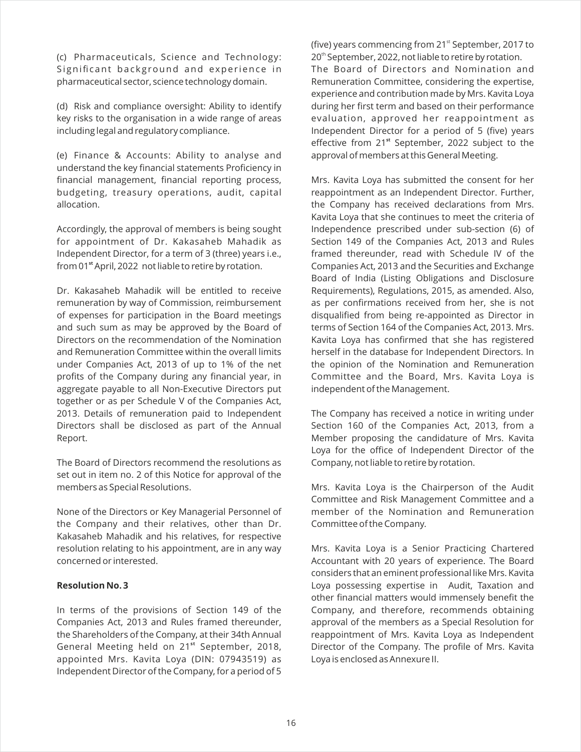(c) Pharmaceuticals, Science and Technology: Significant background and experience in pharmaceutical sector, science technology domain.

(d) Risk and compliance oversight: Ability to identify key risks to the organisation in a wide range of areas including legal and regulatory compliance.

(e) Finance & Accounts: Ability to analyse and understand the key financial statements Proficiency in financial management, financial reporting process, budgeting, treasury operations, audit, capital allocation.

Accordingly, the approval of members is being sought for appointment of Dr. Kakasaheb Mahadik as Independent Director, for a term of 3 (three) years i.e., from 01st April, 2022 not liable to retire by rotation.

Dr. Kakasaheb Mahadik will be entitled to receive remuneration by way of Commission, reimbursement of expenses for participation in the Board meetings and such sum as may be approved by the Board of Directors on the recommendation of the Nomination and Remuneration Committee within the overall limits under Companies Act, 2013 of up to 1% of the net profits of the Company during any financial year, in aggregate payable to all Non-Executive Directors put together or as per Schedule V of the Companies Act, 2013. Details of remuneration paid to Independent Directors shall be disclosed as part of the Annual Report.

The Board of Directors recommend the resolutions as set out in item no. 2 of this Notice for approval of the members as Special Resolutions.

None of the Directors or Key Managerial Personnel of the Company and their relatives, other than Dr. Kakasaheb Mahadik and his relatives, for respective resolution relating to his appointment, are in any way concerned or interested.

**Resolution No. 3**

In terms of the provisions of Section 149 of the Companies Act, 2013 and Rules framed thereunder, the Shareholders of the Company, at their 34th Annual General Meeting held on 21st September, 2018, appointed Mrs. Kavita Loya (DIN: 07943519) as Independent Director of the Company, for a period of 5 (five) years commencing from 21st September, 2017 to 20th September, 2022, not liable to retire by rotation.

The Board of Directors and Nomination and Remuneration Committee, considering the expertise, experience and contribution made by Mrs. Kavita Loya during her first term and based on their performance evaluation, approved her reappointment as Independent Director for a period of 5 (five) years effective from 21st September, 2022 subject to the approval of members at this General Meeting.

Mrs. Kavita Loya has submitted the consent for her reappointment as an Independent Director. Further, the Company has received declarations from Mrs. Kavita Loya that she continues to meet the criteria of Independence prescribed under sub-section (6) of Section 149 of the Companies Act, 2013 and Rules framed thereunder, read with Schedule IV of the Companies Act, 2013 and the Securities and Exchange Board of India (Listing Obligations and Disclosure Requirements), Regulations, 2015, as amended. Also, as per confirmations received from her, she is not disqualified from being re-appointed as Director in terms of Section 164 of the Companies Act, 2013. Mrs. Kavita Loya has confirmed that she has registered herself in the database for Independent Directors. In the opinion of the Nomination and Remuneration Committee and the Board, Mrs. Kavita Loya is independent of the Management.

The Company has received a notice in writing under Section 160 of the Companies Act, 2013, from a Member proposing the candidature of Mrs. Kavita Loya for the office of Independent Director of the Company, not liable to retire by rotation.

Mrs. Kavita Loya is the Chairperson of the Audit Committee and Risk Management Committee and a member of the Nomination and Remuneration Committee of the Company.

Mrs. Kavita Loya is a Senior Practicing Chartered Accountant with 20 years of experience. The Board considers that an eminent professional like Mrs. Kavita Loya possessing expertise in Audit, Taxation and other financial matters would immensely benefit the Company, and therefore, recommends obtaining approval of the members as a Special Resolution for reappointment of Mrs. Kavita Loya as Independent Director of the Company. The profile of Mrs. Kavita Loya is enclosed as Annexure II.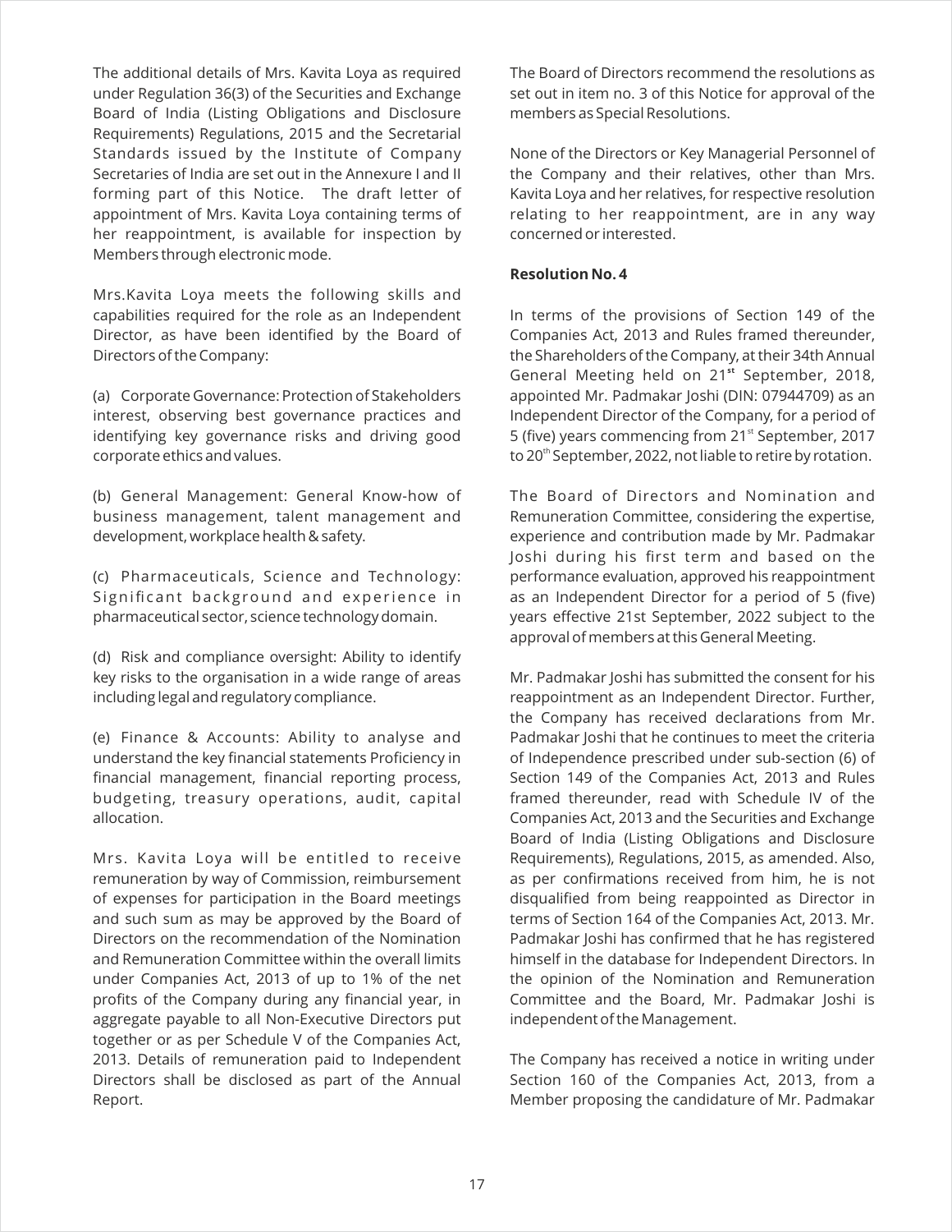The additional details of Mrs. Kavita Loya as required under Regulation 36(3) of the Securities and Exchange Board of India (Listing Obligations and Disclosure Requirements) Regulations, 2015 and the Secretarial Standards issued by the Institute of Company Secretaries of India are set out in the Annexure I and II forming part of this Notice. The draft letter of appointment of Mrs. Kavita Loya containing terms of her reappointment, is available for inspection by Members through electronic mode.

Mrs.Kavita Loya meets the following skills and capabilities required for the role as an Independent Director, as have been identified by the Board of Directors of the Company:

(a) Corporate Governance: Protection of Stakeholders interest, observing best governance practices and identifying key governance risks and driving good corporate ethics and values.

(b) General Management: General Know-how of business management, talent management and development, workplace health & safety.

(c) Pharmaceuticals, Science and Technology: Significant background and experience in pharmaceutical sector, science technology domain.

(d) Risk and compliance oversight: Ability to identify key risks to the organisation in a wide range of areas including legal and regulatory compliance.

(e) Finance & Accounts: Ability to analyse and understand the key financial statements Proficiency in financial management, financial reporting process, budgeting, treasury operations, audit, capital allocation.

Mrs. Kavita Loya will be entitled to receive remuneration by way of Commission, reimbursement of expenses for participation in the Board meetings and such sum as may be approved by the Board of Directors on the recommendation of the Nomination and Remuneration Committee within the overall limits under Companies Act, 2013 of up to 1% of the net profits of the Company during any financial year, in aggregate payable to all Non-Executive Directors put together or as per Schedule V of the Companies Act, 2013. Details of remuneration paid to Independent Directors shall be disclosed as part of the Annual Report.

The Board of Directors recommend the resolutions as set out in item no. 3 of this Notice for approval of the members as Special Resolutions.

None of the Directors or Key Managerial Personnel of the Company and their relatives, other than Mrs. Kavita Loya and her relatives, for respective resolution relating to her reappointment, are in any way concerned or interested.

**Resolution No. 4**

In terms of the provisions of Section 149 of the Companies Act, 2013 and Rules framed thereunder, the Shareholders of the Company, at their 34th Annual General Meeting held on 21st September, 2018, appointed Mr. Padmakar Joshi (DIN: 07944709) as an Independent Director of the Company, for a period of 5 (five) years commencing from 21st September, 2017 to 20th September, 2022, not liable to retire by rotation.

The Board of Directors and Nomination and Remuneration Committee, considering the expertise, experience and contribution made by Mr. Padmakar Joshi during his first term and based on the performance evaluation, approved his reappointment as an Independent Director for a period of 5 (five) years effective 21st September, 2022 subject to the approval of members at this General Meeting.

Mr. Padmakar Joshi has submitted the consent for his reappointment as an Independent Director. Further, the Company has received declarations from Mr. Padmakar Joshi that he continues to meet the criteria of Independence prescribed under sub-section (6) of Section 149 of the Companies Act, 2013 and Rules framed thereunder, read with Schedule IV of the Companies Act, 2013 and the Securities and Exchange Board of India (Listing Obligations and Disclosure Requirements), Regulations, 2015, as amended. Also, as per confirmations received from him, he is not disqualified from being reappointed as Director in terms of Section 164 of the Companies Act, 2013. Mr. Padmakar Joshi has confirmed that he has registered himself in the database for Independent Directors. In the opinion of the Nomination and Remuneration Committee and the Board, Mr. Padmakar Joshi is independent of the Management.

The Company has received a notice in writing under Section 160 of the Companies Act, 2013, from a Member proposing the candidature of Mr. Padmakar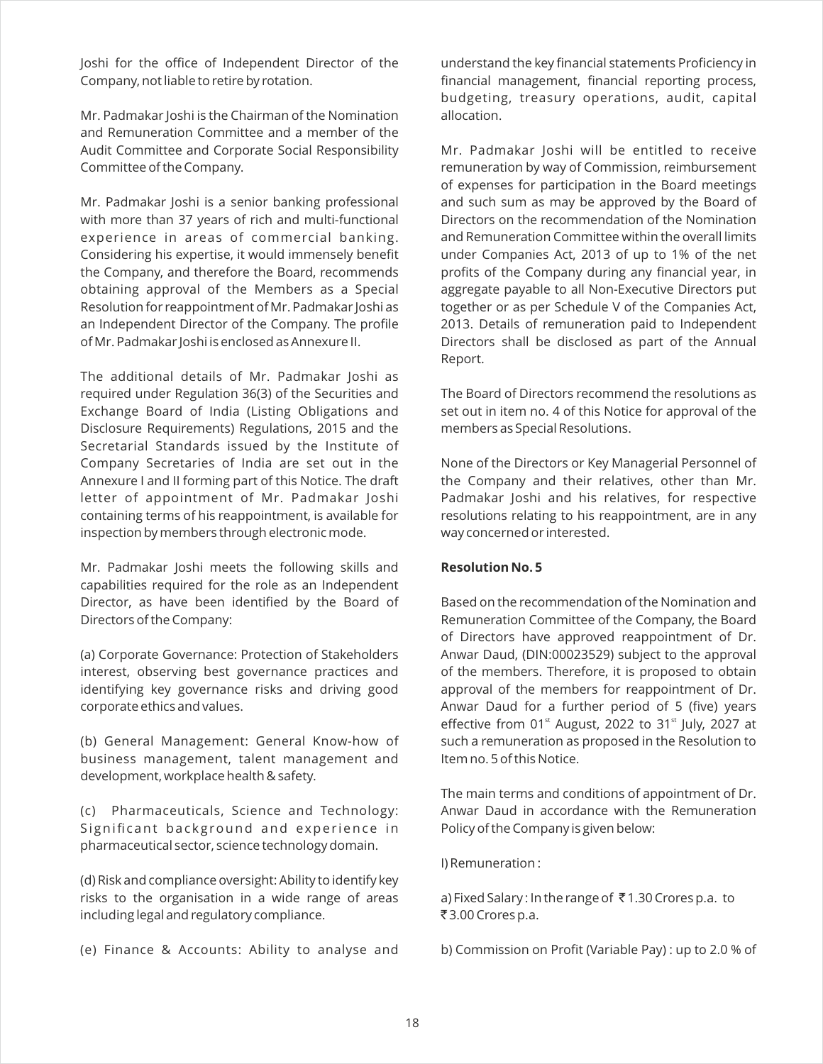Joshi for the office of Independent Director of the Company, not liable to retire by rotation.

Mr. Padmakar Joshi is the Chairman of the Nomination and Remuneration Committee and a member of the Audit Committee and Corporate Social Responsibility Committee of the Company.

Mr. Padmakar Joshi is a senior banking professional with more than 37 years of rich and multi-functional experience in areas of commercial banking. Considering his expertise, it would immensely benefit the Company, and therefore the Board, recommends obtaining approval of the Members as a Special Resolution for reappointment of Mr. Padmakar Joshi as an Independent Director of the Company. The profile of Mr. Padmakar Joshi is enclosed as Annexure II.

The additional details of Mr. Padmakar Joshi as required under Regulation 36(3) of the Securities and Exchange Board of India (Listing Obligations and Disclosure Requirements) Regulations, 2015 and the Secretarial Standards issued by the Institute of Company Secretaries of India are set out in the Annexure I and II forming part of this Notice. The draft letter of appointment of Mr. Padmakar Joshi containing terms of his reappointment, is available for inspection by members through electronic mode.

Mr. Padmakar Joshi meets the following skills and capabilities required for the role as an Independent Director, as have been identified by the Board of Directors of the Company:

(a) Corporate Governance: Protection of Stakeholders interest, observing best governance practices and identifying key governance risks and driving good corporate ethics and values.

(b) General Management: General Know-how of business management, talent management and development, workplace health & safety.

(c) Pharmaceuticals, Science and Technology: Significant background and experience in pharmaceutical sector, science technology domain.

(d) Risk and compliance oversight: Ability to identify key risks to the organisation in a wide range of areas including legal and regulatory compliance.

(e) Finance & Accounts: Ability to analyse and understand the key financial statements Proficiency in financial management, financial reporting process, budgeting, treasury operations, audit, capital allocation.

Mr. Padmakar Joshi will be entitled to receive remuneration by way of Commission, reimbursement of expenses for participation in the Board meetings and such sum as may be approved by the Board of Directors on the recommendation of the Nomination and Remuneration Committee within the overall limits under Companies Act, 2013 of up to 1% of the net profits of the Company during any financial year, in aggregate payable to all Non-Executive Directors put together or as per Schedule V of the Companies Act, 2013. Details of remuneration paid to Independent Directors shall be disclosed as part of the Annual Report.

The Board of Directors recommend the resolutions as set out in item no. 4 of this Notice for approval of the members as Special Resolutions.

None of the Directors or Key Managerial Personnel of the Company and their relatives, other than Mr. Padmakar Joshi and his relatives, for respective resolutions relating to his reappointment, are in any way concerned or interested.

**Resolution No. 5**

Based on the recommendation of the Nomination and Remuneration Committee of the Company, the Board of Directors have approved reappointment of Dr. Anwar Daud, (DIN:00023529) subject to the approval of the members. Therefore, it is proposed to obtain approval of the members for reappointment of Dr. Anwar Daud for a further period of 5 (five) years effective from 01st August, 2022 to 31st July, 2027 at such a remuneration as proposed in the Resolution to Item no. 5 of this Notice.

The main terms and conditions of appointment of Dr. Anwar Daud in accordance with the Remuneration Policy of the Company is given below:

I) Remuneration :

a) Fixed Salary : In the range of ₹1.30 Crores p.a. to ₹3.00 Crores p.a.

b) Commission on Profit (Variable Pay) : up to 2.0 % of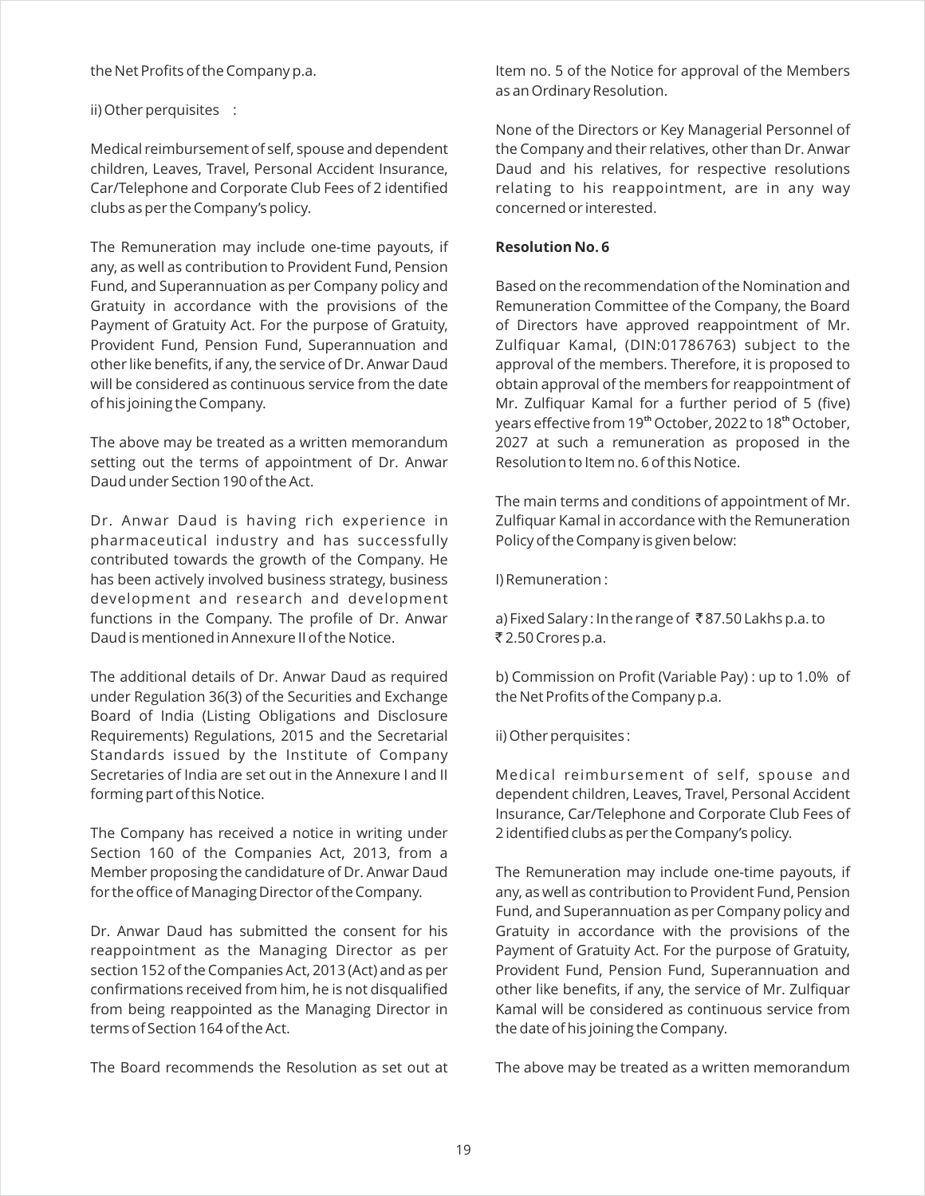the Net Profits of the Company p.a.

ii) Other perquisites :

Medical reimbursement of self, spouse and dependent children, Leaves, Travel, Personal Accident Insurance, Car/Telephone and Corporate Club Fees of 2 identified clubs as per the Company's policy.

The Remuneration may include one-time payouts, if any, as well as contribution to Provident Fund, Pension Fund, and Superannuation as per Company policy and Gratuity in accordance with the provisions of the Payment of Gratuity Act. For the purpose of Gratuity, Provident Fund, Pension Fund, Superannuation and other like benefits, if any, the service of Dr. Anwar Daud will be considered as continuous service from the date of his joining the Company.

The above may be treated as a written memorandum setting out the terms of appointment of Dr. Anwar Daud under Section 190 of the Act.

Dr. Anwar Daud is having rich experience in pharmaceutical industry and has successfully contributed towards the growth of the Company. He has been actively involved business strategy, business development and research and development functions in the Company. The profile of Dr. Anwar Daud is mentioned in Annexure II of the Notice.

The additional details of Dr. Anwar Daud as required under Regulation 36(3) of the Securities and Exchange Board of India (Listing Obligations and Disclosure Requirements) Regulations, 2015 and the Secretarial Standards issued by the Institute of Company Secretaries of India are set out in the Annexure I and II forming part of this Notice.

The Company has received a notice in writing under Section 160 of the Companies Act, 2013, from a Member proposing the candidature of Dr. Anwar Daud for the office of Managing Director of the Company.

Dr. Anwar Daud has submitted the consent for his reappointment as the Managing Director as per section 152 of the Companies Act, 2013 (Act) and as per confirmations received from him, he is not disqualified from being reappointed as the Managing Director in terms of Section 164 of the Act.

The Board recommends the Resolution as set out at Item no. 5 of the Notice for approval of the Members as an Ordinary Resolution.

None of the Directors or Key Managerial Personnel of the Company and their relatives, other than Dr. Anwar Daud and his relatives, for respective resolutions relating to his reappointment, are in any way concerned or interested.

**Resolution No. 6**

Based on the recommendation of the Nomination and Remuneration Committee of the Company, the Board of Directors have approved reappointment of Mr. Zulfiquar Kamal, (DIN:01786763) subject to the approval of the members. Therefore, it is proposed to obtain approval of the members for reappointment of Mr. Zulfiquar Kamal for a further period of 5 (five) years effective from 19th October, 2022 to 18th October, 2027 at such a remuneration as proposed in the Resolution to Item no. 6 of this Notice.

The main terms and conditions of appointment of Mr. Zulfiquar Kamal in accordance with the Remuneration Policy of the Company is given below:

I) Remuneration :

a) Fixed Salary : In the range of ₹ 87.50 Lakhs p.a. to ₹ 2.50 Crores p.a.

b) Commission on Profit (Variable Pay) : up to 1.0% of the Net Profits of the Company p.a.

ii) Other perquisites :

Medical reimbursement of self, spouse and dependent children, Leaves, Travel, Personal Accident Insurance, Car/Telephone and Corporate Club Fees of 2 identified clubs as per the Company's policy.

The Remuneration may include one-time payouts, if any, as well as contribution to Provident Fund, Pension Fund, and Superannuation as per Company policy and Gratuity in accordance with the provisions of the Payment of Gratuity Act. For the purpose of Gratuity, Provident Fund, Pension Fund, Superannuation and other like benefits, if any, the service of Mr. Zulfiquar Kamal will be considered as continuous service from the date of his joining the Company.

The above may be treated as a written memorandum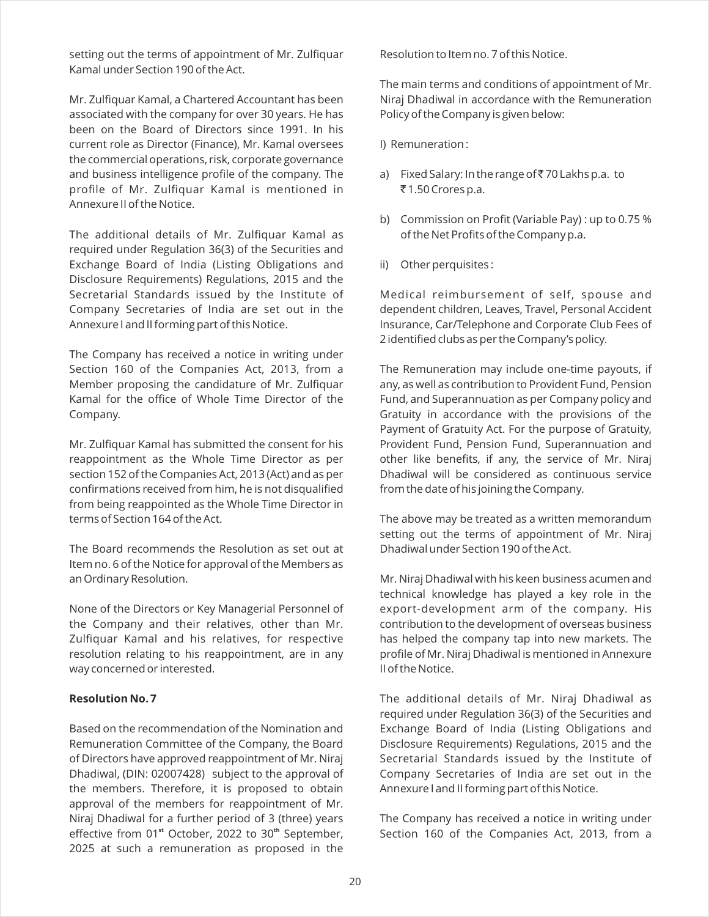setting out the terms of appointment of Mr. Zulfiquar Kamal under Section 190 of the Act.

Mr. Zulfiquar Kamal, a Chartered Accountant has been associated with the company for over 30 years. He has been on the Board of Directors since 1991. In his current role as Director (Finance), Mr. Kamal oversees the commercial operations, risk, corporate governance and business intelligence profile of the company. The profile of Mr. Zulfiquar Kamal is mentioned in Annexure II of the Notice.

The additional details of Mr. Zulfiquar Kamal as required under Regulation 36(3) of the Securities and Exchange Board of India (Listing Obligations and Disclosure Requirements) Regulations, 2015 and the Secretarial Standards issued by the Institute of Company Secretaries of India are set out in the Annexure I and II forming part of this Notice.

The Company has received a notice in writing under Section 160 of the Companies Act, 2013, from a Member proposing the candidature of Mr. Zulfiquar Kamal for the office of Whole Time Director of the Company.

Mr. Zulfiquar Kamal has submitted the consent for his reappointment as the Whole Time Director as per section 152 of the Companies Act, 2013 (Act) and as per confirmations received from him, he is not disqualified from being reappointed as the Whole Time Director in terms of Section 164 of the Act.

The Board recommends the Resolution as set out at Item no. 6 of the Notice for approval of the Members as an Ordinary Resolution.

None of the Directors or Key Managerial Personnel of the Company and their relatives, other than Mr. Zulfiquar Kamal and his relatives, for respective resolution relating to his reappointment, are in any way concerned or interested.

**Resolution No. 7**

Based on the recommendation of the Nomination and Remuneration Committee of the Company, the Board of Directors have approved reappointment of Mr. Niraj Dhadiwal, (DIN: 02007428) subject to the approval of the members. Therefore, it is proposed to obtain approval of the members for reappointment of Mr. Niraj Dhadiwal for a further period of 3 (three) years effective from 01st October, 2022 to 30th September, 2025 at such a remuneration as proposed in the Resolution to Item no. 7 of this Notice.

The main terms and conditions of appointment of Mr. Niraj Dhadiwal in accordance with the Remuneration Policy of the Company is given below:

I) Remuneration :

a) Fixed Salary: In the range of ₹ 70 Lakhs p.a. to ₹ 1.50 Crores p.a.

b) Commission on Profit (Variable Pay) : up to 0.75 % of the Net Profits of the Company p.a.

ii) Other perquisites :

Medical reimbursement of self, spouse and dependent children, Leaves, Travel, Personal Accident Insurance, Car/Telephone and Corporate Club Fees of 2 identified clubs as per the Company's policy.

The Remuneration may include one-time payouts, if any, as well as contribution to Provident Fund, Pension Fund, and Superannuation as per Company policy and Gratuity in accordance with the provisions of the Payment of Gratuity Act. For the purpose of Gratuity, Provident Fund, Pension Fund, Superannuation and other like benefits, if any, the service of Mr. Niraj Dhadiwal will be considered as continuous service from the date of his joining the Company.

The above may be treated as a written memorandum setting out the terms of appointment of Mr. Niraj Dhadiwal under Section 190 of the Act.

Mr. Niraj Dhadiwal with his keen business acumen and technical knowledge has played a key role in the export-development arm of the company. His contribution to the development of overseas business has helped the company tap into new markets. The profile of Mr. Niraj Dhadiwal is mentioned in Annexure II of the Notice.

The additional details of Mr. Niraj Dhadiwal as required under Regulation 36(3) of the Securities and Exchange Board of India (Listing Obligations and Disclosure Requirements) Regulations, 2015 and the Secretarial Standards issued by the Institute of Company Secretaries of India are set out in the Annexure I and II forming part of this Notice.

The Company has received a notice in writing under Section 160 of the Companies Act, 2013, from a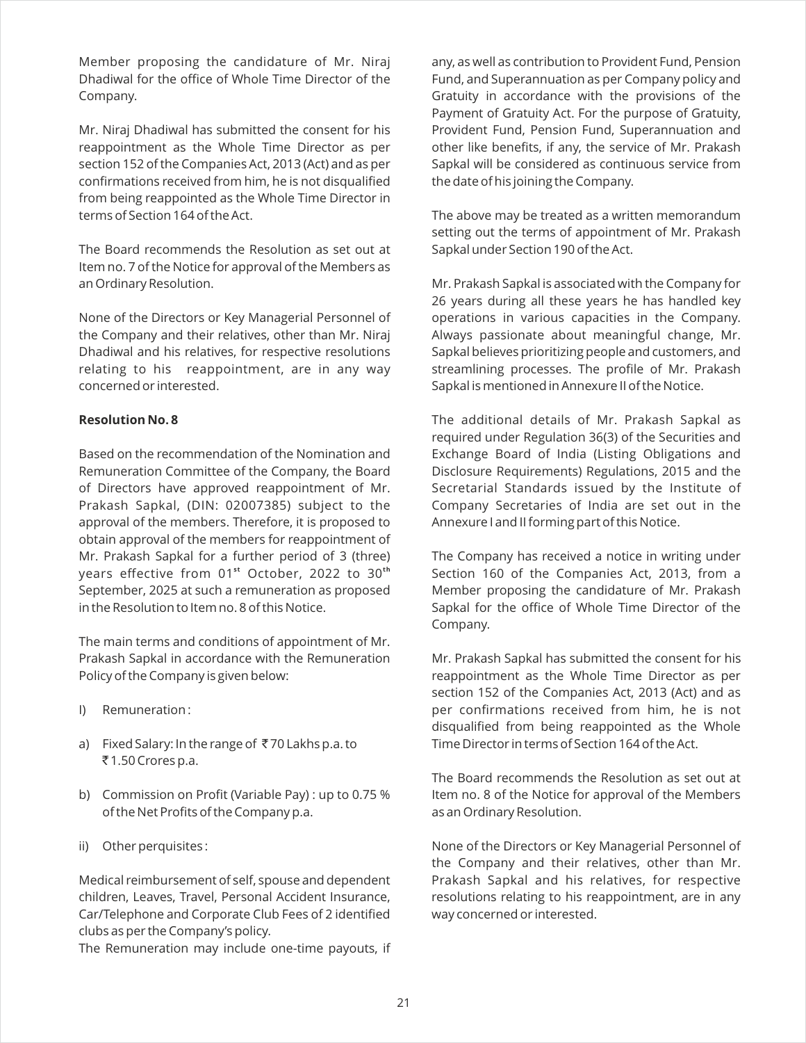Member proposing the candidature of Mr. Niraj Dhadiwal for the office of Whole Time Director of the Company.

Mr. Niraj Dhadiwal has submitted the consent for his reappointment as the Whole Time Director as per section 152 of the Companies Act, 2013 (Act) and as per confirmations received from him, he is not disqualified from being reappointed as the Whole Time Director in terms of Section 164 of the Act.

The Board recommends the Resolution as set out at Item no. 7 of the Notice for approval of the Members as an Ordinary Resolution.

None of the Directors or Key Managerial Personnel of the Company and their relatives, other than Mr. Niraj Dhadiwal and his relatives, for respective resolutions relating to his reappointment, are in any way concerned or interested.

**Resolution No. 8**

Based on the recommendation of the Nomination and Remuneration Committee of the Company, the Board of Directors have approved reappointment of Mr. Prakash Sapkal, (DIN: 02007385) subject to the approval of the members. Therefore, it is proposed to obtain approval of the members for reappointment of Mr. Prakash Sapkal for a further period of 3 (three) years effective from 01st October, 2022 to 30th September, 2025 at such a remuneration as proposed in the Resolution to Item no. 8 of this Notice.

The main terms and conditions of appointment of Mr. Prakash Sapkal in accordance with the Remuneration Policy of the Company is given below:

I) Remuneration :

a) Fixed Salary: In the range of ₹70 Lakhs p.a. to ₹1.50 Crores p.a.

b) Commission on Profit (Variable Pay) : up to 0.75 % of the Net Profits of the Company p.a.

ii) Other perquisites :

Medical reimbursement of self, spouse and dependent children, Leaves, Travel, Personal Accident Insurance, Car/Telephone and Corporate Club Fees of 2 identified clubs as per the Company's policy.

The Remuneration may include one-time payouts, if any, as well as contribution to Provident Fund, Pension Fund, and Superannuation as per Company policy and Gratuity in accordance with the provisions of the Payment of Gratuity Act. For the purpose of Gratuity, Provident Fund, Pension Fund, Superannuation and other like benefits, if any, the service of Mr. Prakash Sapkal will be considered as continuous service from the date of his joining the Company.

The above may be treated as a written memorandum setting out the terms of appointment of Mr. Prakash Sapkal under Section 190 of the Act.

Mr. Prakash Sapkal is associated with the Company for 26 years during all these years he has handled key operations in various capacities in the Company. Always passionate about meaningful change, Mr. Sapkal believes prioritizing people and customers, and streamlining processes. The profile of Mr. Prakash Sapkal is mentioned in Annexure II of the Notice.

The additional details of Mr. Prakash Sapkal as required under Regulation 36(3) of the Securities and Exchange Board of India (Listing Obligations and Disclosure Requirements) Regulations, 2015 and the Secretarial Standards issued by the Institute of Company Secretaries of India are set out in the Annexure I and II forming part of this Notice.

The Company has received a notice in writing under Section 160 of the Companies Act, 2013, from a Member proposing the candidature of Mr. Prakash Sapkal for the office of Whole Time Director of the Company.

Mr. Prakash Sapkal has submitted the consent for his reappointment as the Whole Time Director as per section 152 of the Companies Act, 2013 (Act) and as per confirmations received from him, he is not disqualified from being reappointed as the Whole Time Director in terms of Section 164 of the Act.

The Board recommends the Resolution as set out at Item no. 8 of the Notice for approval of the Members as an Ordinary Resolution.

None of the Directors or Key Managerial Personnel of the Company and their relatives, other than Mr. Prakash Sapkal and his relatives, for respective resolutions relating to his reappointment, are in any way concerned or interested.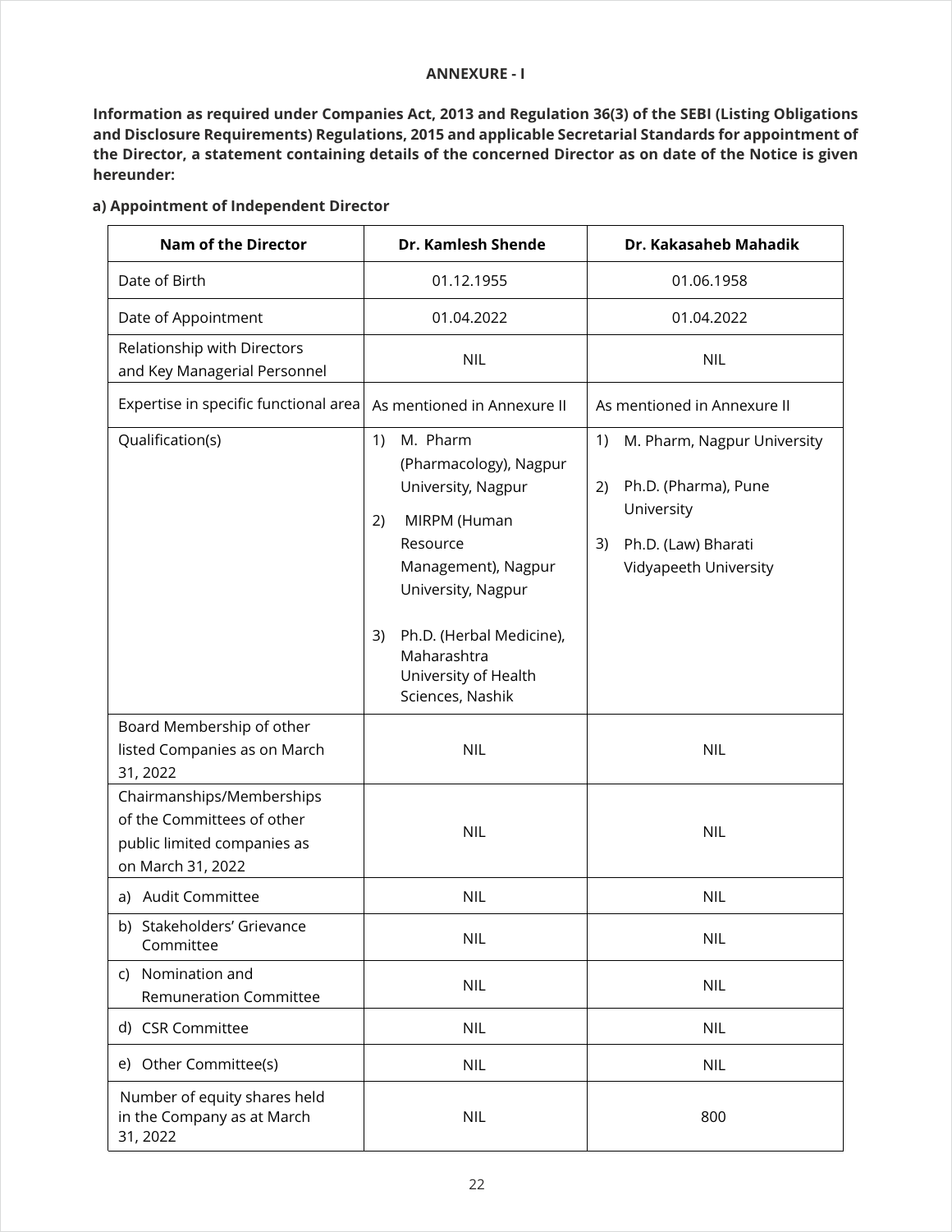**ANNEXURE - I**

**Information as required under Companies Act, 2013 and Regulation 36(3) of the SEBI (Listing Obligations and Disclosure Requirements) Regulations, 2015 and applicable Secretarial Standards for appointment of the Director, a statement containing details of the concerned Director as on date of the Notice is given hereunder:**

**a) Appointment of Independent Director**

| Nam of the Director | Dr. Kamlesh Shende | Dr. Kakasaheb Mahadik |
|---|---|---|
| Date of Birth | 01.12.1955 | 01.06.1958 |
| Date of Appointment | 01.04.2022 | 01.04.2022 |
| Relationship with Directors and Key Managerial Personnel | NIL | NIL |
| Expertise in specific functional area | As mentioned in Annexure II | As mentioned in Annexure II |
| Qualification(s) | 1) M. Pharm (Pharmacology), Nagpur University, Nagpur<br>2) MIRPM (Human Resource Management), Nagpur University, Nagpur<br>3) Ph.D. (Herbal Medicine), Maharashtra University of Health Sciences, Nashik | 1) M. Pharm, Nagpur University<br>2) Ph.D. (Pharma), Pune University<br>3) Ph.D. (Law) Bharati Vidyapeeth University |
| Board Membership of other listed Companies as on March 31, 2022 | NIL | NIL |
| Chairmanships/Memberships of the Committees of other public limited companies as on March 31, 2022 | NIL | NIL |
| a) Audit Committee | NIL | NIL |
| b) Stakeholders' Grievance Committee | NIL | NIL |
| c) Nomination and Remuneration Committee | NIL | NIL |
| d) CSR Committee | NIL | NIL |
| e) Other Committee(s) | NIL | NIL |
| Number of equity shares held in the Company as at March 31, 2022 | NIL | 800 |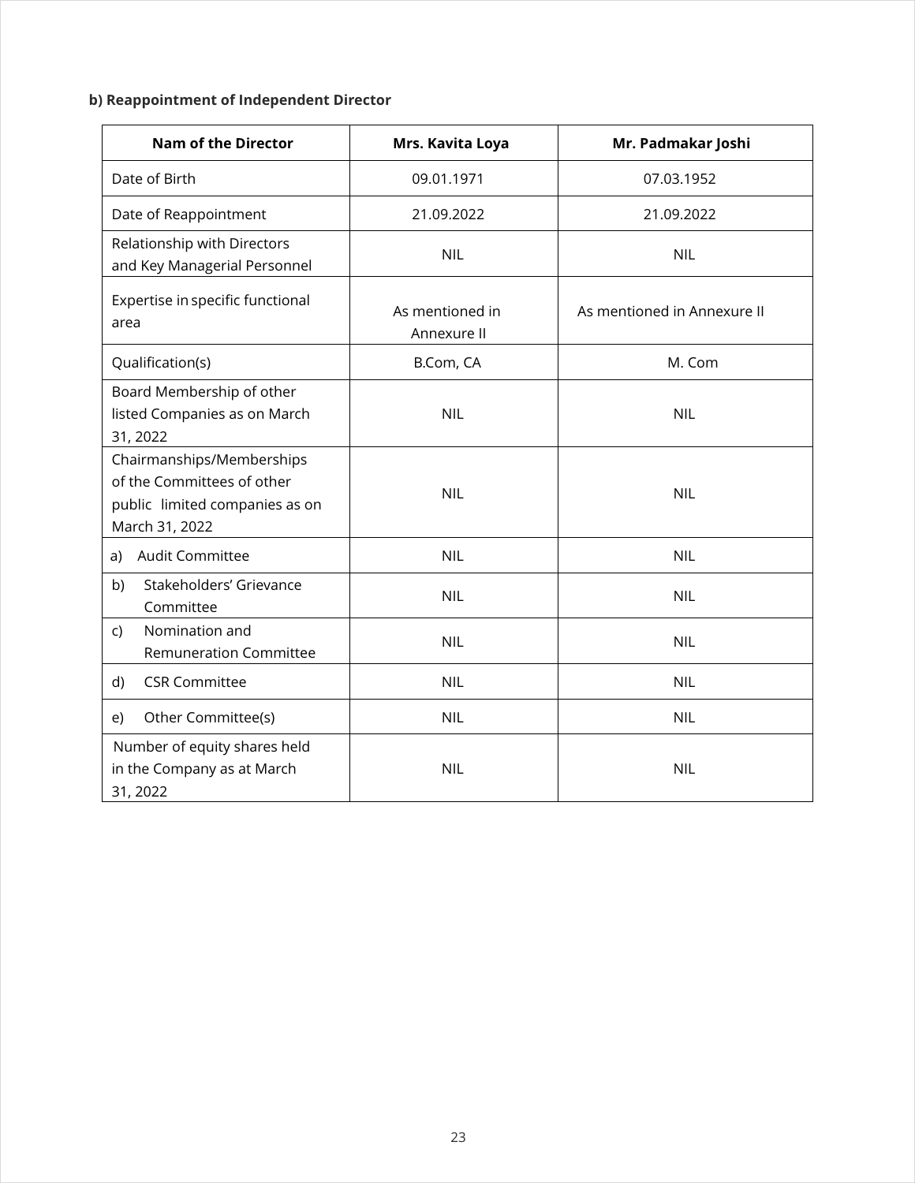**b) Reappointment of Independent Director**

| Nam of the Director | Mrs. Kavita Loya | Mr. Padmakar Joshi |
|---|---|---|
| Date of Birth | 09.01.1971 | 07.03.1952 |
| Date of Reappointment | 21.09.2022 | 21.09.2022 |
| Relationship with Directors and Key Managerial Personnel | NIL | NIL |
| Expertise in specific functional area | As mentioned in Annexure II | As mentioned in Annexure II |
| Qualification(s) | B.Com, CA | M. Com |
| Board Membership of other listed Companies as on March 31, 2022 | NIL | NIL |
| Chairmanships/Memberships of the Committees of other public limited companies as on March 31, 2022 | NIL | NIL |
| a) Audit Committee | NIL | NIL |
| b) Stakeholders' Grievance Committee | NIL | NIL |
| c) Nomination and Remuneration Committee | NIL | NIL |
| d) CSR Committee | NIL | NIL |
| e) Other Committee(s) | NIL | NIL |
| Number of equity shares held in the Company as at March 31, 2022 | NIL | NIL |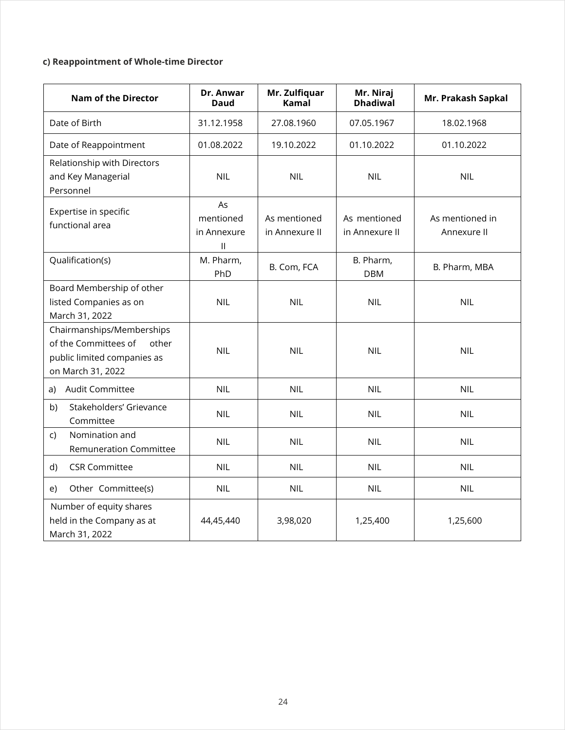**c) Reappointment of Whole-time Director**

| Nam of the Director | Dr. Anwar Daud | Mr. Zulfiquar Kamal | Mr. Niraj Dhadiwal | Mr. Prakash Sapkal |
|---|---|---|---|---|
| Date of Birth | 31.12.1958 | 27.08.1960 | 07.05.1967 | 18.02.1968 |
| Date of Reappointment | 01.08.2022 | 19.10.2022 | 01.10.2022 | 01.10.2022 |
| Relationship with Directors and Key Managerial Personnel | NIL | NIL | NIL | NIL |
| Expertise in specific functional area | As mentioned in Annexure II | As mentioned in Annexure II | As mentioned in Annexure II | As mentioned in Annexure II |
| Qualification(s) | M. Pharm, PhD | B. Com, FCA | B. Pharm, DBM | B. Pharm, MBA |
| Board Membership of other listed Companies as on March 31, 2022 | NIL | NIL | NIL | NIL |
| Chairmanships/Memberships of the Committees of other public limited companies as on March 31, 2022 | NIL | NIL | NIL | NIL |
| a) Audit Committee | NIL | NIL | NIL | NIL |
| b) Stakeholders' Grievance Committee | NIL | NIL | NIL | NIL |
| c) Nomination and Remuneration Committee | NIL | NIL | NIL | NIL |
| d) CSR Committee | NIL | NIL | NIL | NIL |
| e) Other Committee(s) | NIL | NIL | NIL | NIL |
| Number of equity shares held in the Company as at March 31, 2022 | 44,45,440 | 3,98,020 | 1,25,400 | 1,25,600 |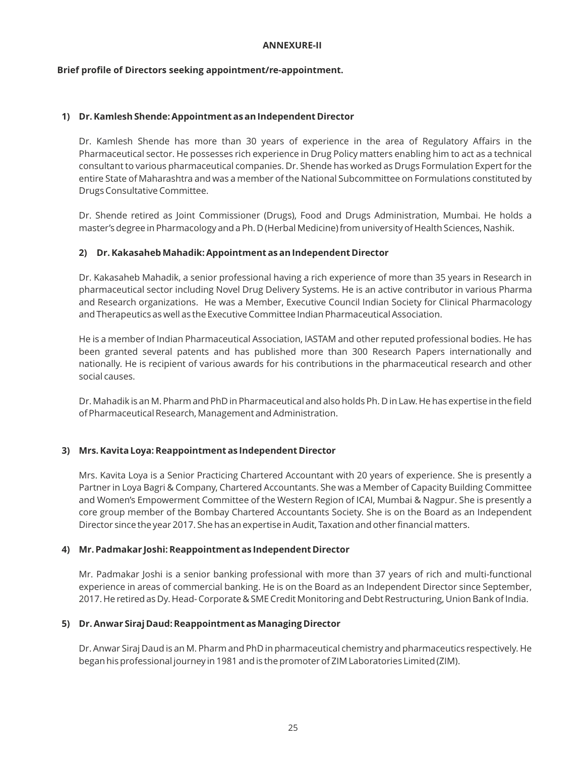**ANNEXURE-II**

**Brief profile of Directors seeking appointment/re-appointment.**

**1) Dr. Kamlesh Shende: Appointment as an Independent Director**

Dr. Kamlesh Shende has more than 30 years of experience in the area of Regulatory Affairs in the Pharmaceutical sector. He possesses rich experience in Drug Policy matters enabling him to act as a technical consultant to various pharmaceutical companies. Dr. Shende has worked as Drugs Formulation Expert for the entire State of Maharashtra and was a member of the National Subcommittee on Formulations constituted by Drugs Consultative Committee.

Dr. Shende retired as Joint Commissioner (Drugs), Food and Drugs Administration, Mumbai. He holds a master's degree in Pharmacology and a Ph. D (Herbal Medicine) from university of Health Sciences, Nashik.

**2) Dr. Kakasaheb Mahadik: Appointment as an Independent Director**

Dr. Kakasaheb Mahadik, a senior professional having a rich experience of more than 35 years in Research in pharmaceutical sector including Novel Drug Delivery Systems. He is an active contributor in various Pharma and Research organizations. He was a Member, Executive Council Indian Society for Clinical Pharmacology and Therapeutics as well as the Executive Committee Indian Pharmaceutical Association.

He is a member of Indian Pharmaceutical Association, IASTAM and other reputed professional bodies. He has been granted several patents and has published more than 300 Research Papers internationally and nationally. He is recipient of various awards for his contributions in the pharmaceutical research and other social causes.

Dr. Mahadik is an M. Pharm and PhD in Pharmaceutical and also holds Ph. D in Law. He has expertise in the field of Pharmaceutical Research, Management and Administration.

**3) Mrs. Kavita Loya: Reappointment as Independent Director**

Mrs. Kavita Loya is a Senior Practicing Chartered Accountant with 20 years of experience. She is presently a Partner in Loya Bagri & Company, Chartered Accountants. She was a Member of Capacity Building Committee and Women's Empowerment Committee of the Western Region of ICAI, Mumbai & Nagpur. She is presently a core group member of the Bombay Chartered Accountants Society. She is on the Board as an Independent Director since the year 2017. She has an expertise in Audit, Taxation and other financial matters.

**4) Mr. Padmakar Joshi: Reappointment as Independent Director**

Mr. Padmakar Joshi is a senior banking professional with more than 37 years of rich and multi-functional experience in areas of commercial banking. He is on the Board as an Independent Director since September, 2017. He retired as Dy. Head- Corporate & SME Credit Monitoring and Debt Restructuring, Union Bank of India.

**5) Dr. Anwar Siraj Daud: Reappointment as Managing Director**

Dr. Anwar Siraj Daud is an M. Pharm and PhD in pharmaceutical chemistry and pharmaceutics respectively. He began his professional journey in 1981 and is the promoter of ZIM Laboratories Limited (ZIM).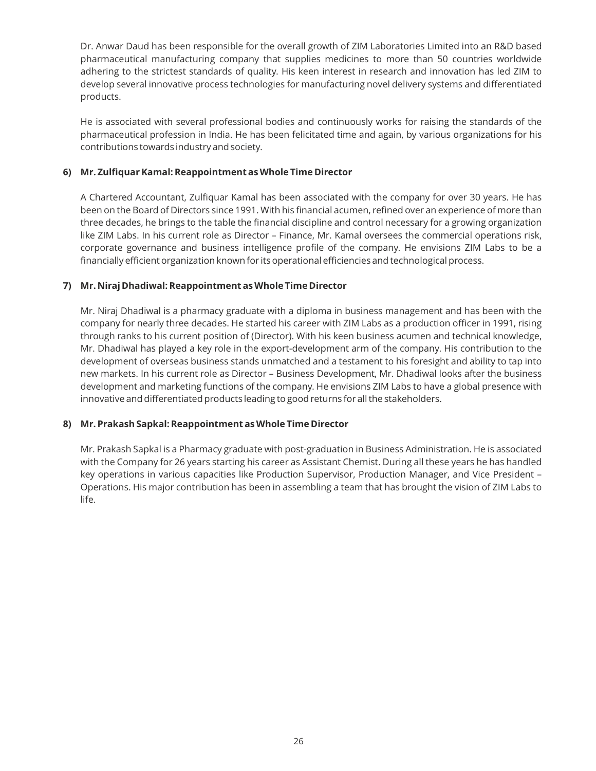Dr. Anwar Daud has been responsible for the overall growth of ZIM Laboratories Limited into an R&D based pharmaceutical manufacturing company that supplies medicines to more than 50 countries worldwide adhering to the strictest standards of quality. His keen interest in research and innovation has led ZIM to develop several innovative process technologies for manufacturing novel delivery systems and differentiated products.

He is associated with several professional bodies and continuously works for raising the standards of the pharmaceutical profession in India. He has been felicitated time and again, by various organizations for his contributions towards industry and society.

**6) Mr. Zulfiquar Kamal: Reappointment as Whole Time Director**

A Chartered Accountant, Zulfiquar Kamal has been associated with the company for over 30 years. He has been on the Board of Directors since 1991. With his financial acumen, refined over an experience of more than three decades, he brings to the table the financial discipline and control necessary for a growing organization like ZIM Labs. In his current role as Director – Finance, Mr. Kamal oversees the commercial operations risk, corporate governance and business intelligence profile of the company. He envisions ZIM Labs to be a financially efficient organization known for its operational efficiencies and technological process.

**7) Mr. Niraj Dhadiwal: Reappointment as Whole Time Director**

Mr. Niraj Dhadiwal is a pharmacy graduate with a diploma in business management and has been with the company for nearly three decades. He started his career with ZIM Labs as a production officer in 1991, rising through ranks to his current position of (Director). With his keen business acumen and technical knowledge, Mr. Dhadiwal has played a key role in the export-development arm of the company. His contribution to the development of overseas business stands unmatched and a testament to his foresight and ability to tap into new markets. In his current role as Director – Business Development, Mr. Dhadiwal looks after the business development and marketing functions of the company. He envisions ZIM Labs to have a global presence with innovative and differentiated products leading to good returns for all the stakeholders.

**8) Mr. Prakash Sapkal: Reappointment as Whole Time Director**

Mr. Prakash Sapkal is a Pharmacy graduate with post-graduation in Business Administration. He is associated with the Company for 26 years starting his career as Assistant Chemist. During all these years he has handled key operations in various capacities like Production Supervisor, Production Manager, and Vice President – Operations. His major contribution has been in assembling a team that has brought the vision of ZIM Labs to life.